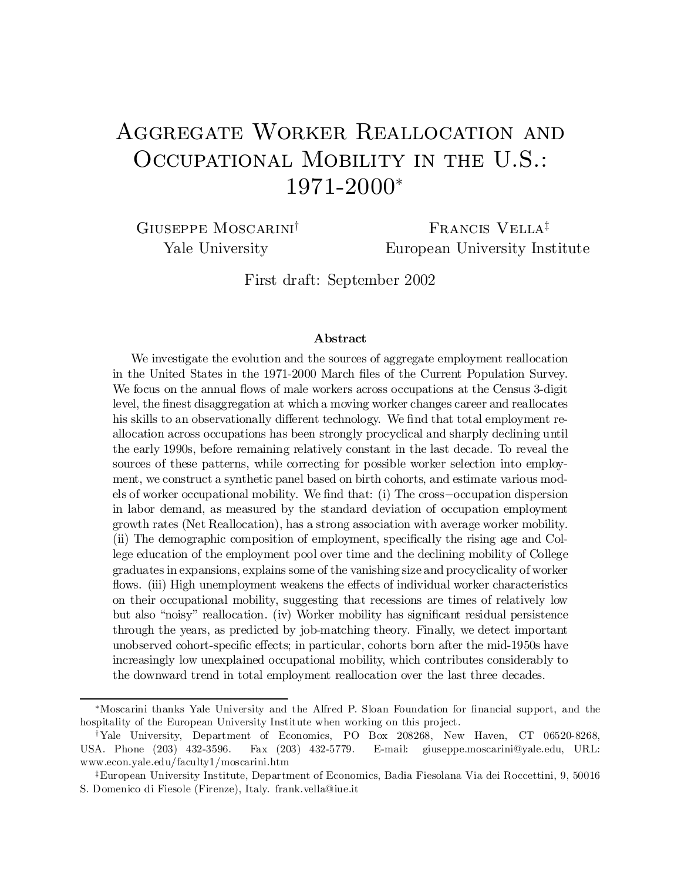# Aggregate Worker Reallocation and Occupational Mobility in the U.S.: 1971-2000*

Giuseppe Moscarini[†]
Yale University

Francis Vella[‡]
European University Institute

First draft: September 2002

### Abstract

We investigate the evolution and the sources of aggregate employment reallocation in the United States in the 1971-2000 March files of the Current Population Survey. We focus on the annual flows of male workers across occupations at the Census 3-digit level, the finest disaggregation at which a moving worker changes career and reallocates his skills to an observationally different technology. We find that total employment reallocation across occupations has been strongly procyclical and sharply declining until the early 1990s, before remaining relatively constant in the last decade. To reveal the sources of these patterns, while correcting for possible worker selection into employment, we construct a synthetic panel based on birth cohorts, and estimate various models of worker occupational mobility. We find that: (i) The cross−occupation dispersion in labor demand, as measured by the standard deviation of occupation employment growth rates (Net Reallocation), has a strong association with average worker mobility. (ii) The demographic composition of employment, specifically the rising age and College education of the employment pool over time and the declining mobility of College graduates in expansions, explains some of the vanishing size and procyclicality of worker flows. (iii) High unemployment weakens the effects of individual worker characteristics on their occupational mobility, suggesting that recessions are times of relatively low but also "noisy" reallocation. (iv) Worker mobility has significant residual persistence through the years, as predicted by job-matching theory. Finally, we detect important unobserved cohort-specific effects; in particular, cohorts born after the mid-1950s have increasingly low unexplained occupational mobility, which contributes considerably to the downward trend in total employment reallocation over the last three decades.

---

*Moscarini thanks Yale University and the Alfred P. Sloan Foundation for financial support, and the hospitality of the European University Institute when working on this project.

[†]Yale University, Department of Economics, PO Box 208268, New Haven, CT 06520-8268, USA. Phone (203) 432-3596. Fax (203) 432-5779. E-mail: giuseppe.moscarini@yale.edu, URL: www.econ.yale.edu/faculty1/moscarini.htm

[‡]European University Institute, Department of Economics, Badia Fiesolana Via dei Roccettini, 9, 50016 S. Domenico di Fiesole (Firenze), Italy. frank.vella@iue.it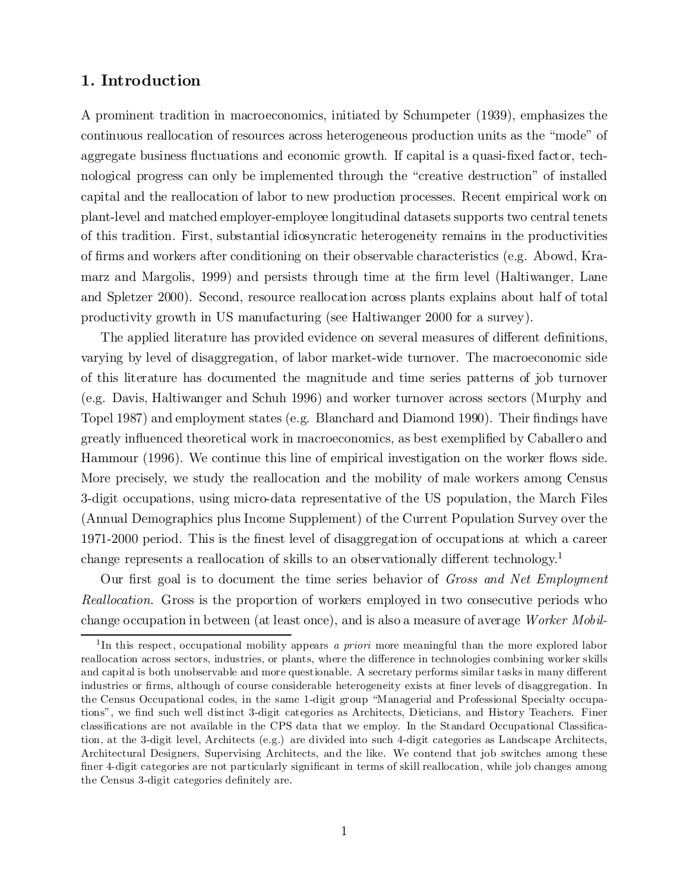## 1. Introduction

A prominent tradition in macroeconomics, initiated by Schumpeter (1939), emphasizes the continuous reallocation of resources across heterogeneous production units as the "mode" of aggregate business fluctuations and economic growth. If capital is a quasi-fixed factor, technological progress can only be implemented through the "creative destruction" of installed capital and the reallocation of labor to new production processes. Recent empirical work on plant-level and matched employer-employee longitudinal datasets supports two central tenets of this tradition. First, substantial idiosyncratic heterogeneity remains in the productivities of firms and workers after conditioning on their observable characteristics (e.g. Abowd, Kramarz and Margolis, 1999) and persists through time at the firm level (Haltiwanger, Lane and Spletzer 2000). Second, resource reallocation across plants explains about half of total productivity growth in US manufacturing (see Haltiwanger 2000 for a survey).

The applied literature has provided evidence on several measures of different definitions, varying by level of disaggregation, of labor market-wide turnover. The macroeconomic side of this literature has documented the magnitude and time series patterns of job turnover (e.g. Davis, Haltiwanger and Schuh 1996) and worker turnover across sectors (Murphy and Topel 1987) and employment states (e.g. Blanchard and Diamond 1990). Their findings have greatly influenced theoretical work in macroeconomics, as best exemplified by Caballero and Hammour (1996). We continue this line of empirical investigation on the worker flows side. More precisely, we study the reallocation and the mobility of male workers among Census 3-digit occupations, using micro-data representative of the US population, the March Files (Annual Demographics plus Income Supplement) of the Current Population Survey over the 1971-2000 period. This is the finest level of disaggregation of occupations at which a career change represents a reallocation of skills to an observationally different technology.[1]

Our first goal is to document the time series behavior of *Gross and Net Employment Reallocation*. Gross is the proportion of workers employed in two consecutive periods who change occupation in between (at least once), and is also a measure of average *Worker Mobil-*

[1] In this respect, occupational mobility appears *a priori* more meaningful than the more explored labor reallocation across sectors, industries, or plants, where the difference in technologies combining worker skills and capital is both unobservable and more questionable. A secretary performs similar tasks in many different industries or firms, although of course considerable heterogeneity exists at finer levels of disaggregation. In the Census Occupational codes, in the same 1-digit group "Managerial and Professional Specialty occupations", we find such well distinct 3-digit categories as Architects, Dieticians, and History Teachers. Finer classifications are not available in the CPS data that we employ. In the Standard Occupational Classification, at the 3-digit level, Architects (e.g.) are divided into such 4-digit categories as Landscape Architects, Architectural Designers, Supervising Architects, and the like. We contend that job switches among these finer 4-digit categories are not particularly significant in terms of skill reallocation, while job changes among the Census 3-digit categories definitely are.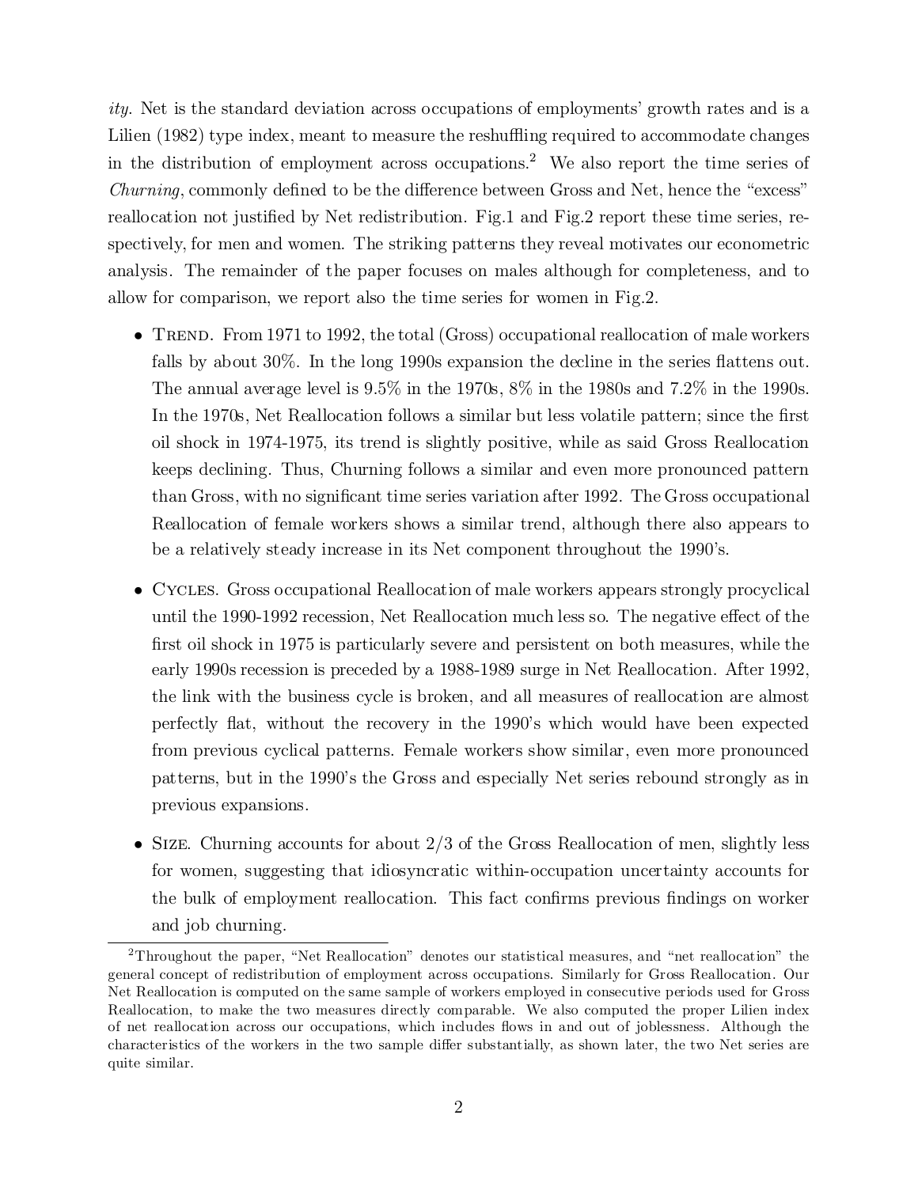*ity*. Net is the standard deviation across occupations of employments' growth rates and is a Lilien (1982) type index, meant to measure the reshuffling required to accommodate changes in the distribution of employment across occupations.[2] We also report the time series of *Churning*, commonly defined to be the difference between Gross and Net, hence the "excess" reallocation not justified by Net redistribution. Fig.1 and Fig.2 report these time series, respectively, for men and women. The striking patterns they reveal motivates our econometric analysis. The remainder of the paper focuses on males although for completeness, and to allow for comparison, we report also the time series for women in Fig.2.

- Trend. From 1971 to 1992, the total (Gross) occupational reallocation of male workers falls by about 30%. In the long 1990s expansion the decline in the series flattens out. The annual average level is 9.5% in the 1970s, 8% in the 1980s and 7.2% in the 1990s. In the 1970s, Net Reallocation follows a similar but less volatile pattern; since the first oil shock in 1974-1975, its trend is slightly positive, while as said Gross Reallocation keeps declining. Thus, Churning follows a similar and even more pronounced pattern than Gross, with no significant time series variation after 1992. The Gross occupational Reallocation of female workers shows a similar trend, although there also appears to be a relatively steady increase in its Net component throughout the 1990's.

- Cycles. Gross occupational Reallocation of male workers appears strongly procyclical until the 1990-1992 recession, Net Reallocation much less so. The negative effect of the first oil shock in 1975 is particularly severe and persistent on both measures, while the early 1990s recession is preceded by a 1988-1989 surge in Net Reallocation. After 1992, the link with the business cycle is broken, and all measures of reallocation are almost perfectly flat, without the recovery in the 1990's which would have been expected from previous cyclical patterns. Female workers show similar, even more pronounced patterns, but in the 1990's the Gross and especially Net series rebound strongly as in previous expansions.

- Size. Churning accounts for about 2/3 of the Gross Reallocation of men, slightly less for women, suggesting that idiosyncratic within-occupation uncertainty accounts for the bulk of employment reallocation. This fact confirms previous findings on worker and job churning.

[2] Throughout the paper, "Net Reallocation" denotes our statistical measures, and "net reallocation" the general concept of redistribution of employment across occupations. Similarly for Gross Reallocation. Our Net Reallocation is computed on the same sample of workers employed in consecutive periods used for Gross Reallocation, to make the two measures directly comparable. We also computed the proper Lilien index of net reallocation across our occupations, which includes flows in and out of joblessness. Although the characteristics of the workers in the two sample differ substantially, as shown later, the two Net series are quite similar.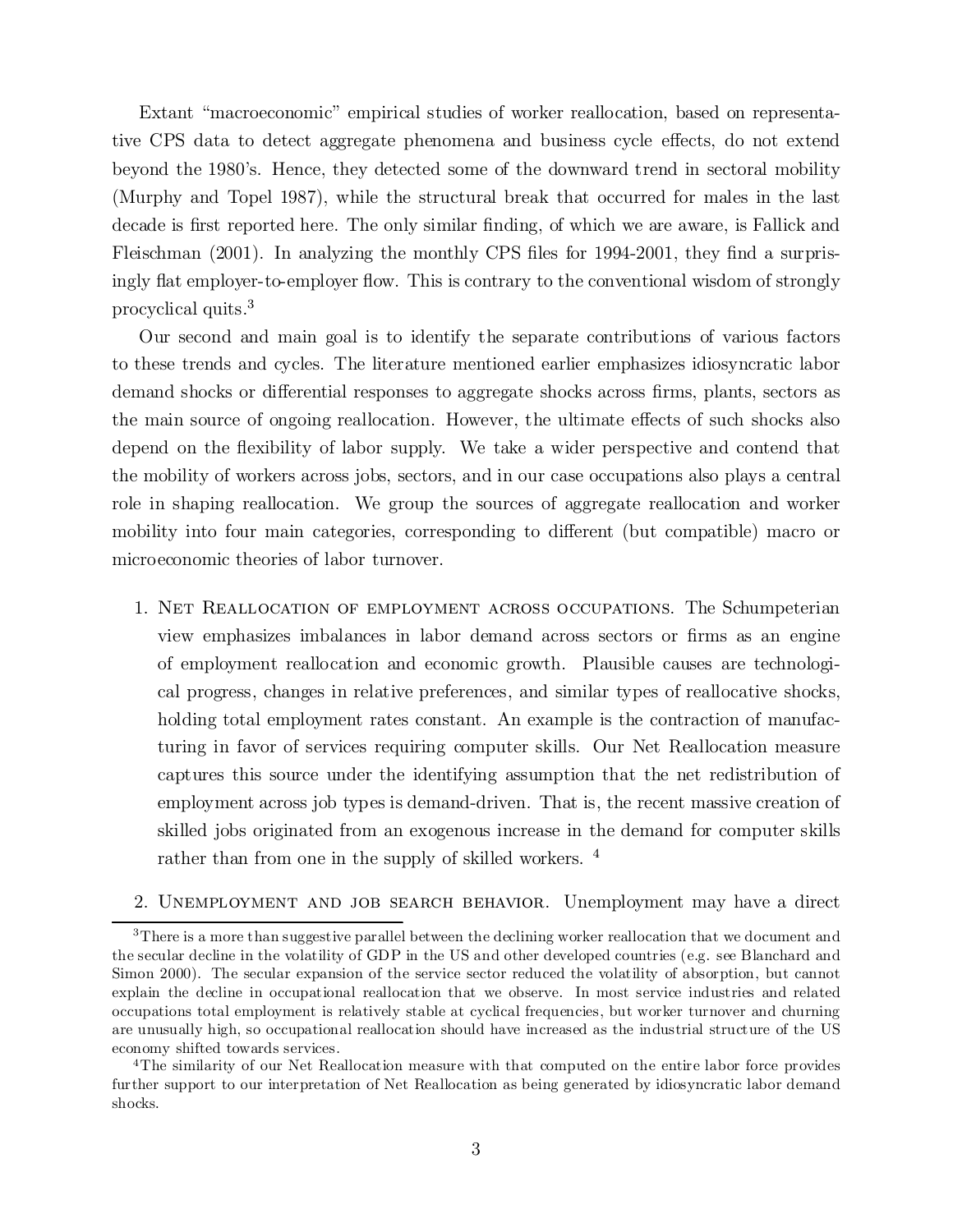Extant "macroeconomic" empirical studies of worker reallocation, based on representative CPS data to detect aggregate phenomena and business cycle effects, do not extend beyond the 1980's. Hence, they detected some of the downward trend in sectoral mobility (Murphy and Topel 1987), while the structural break that occurred for males in the last decade is first reported here. The only similar finding, of which we are aware, is Fallick and Fleischman (2001). In analyzing the monthly CPS files for 1994-2001, they find a surprisingly flat employer-to-employer flow. This is contrary to the conventional wisdom of strongly procyclical quits.[3]

Our second and main goal is to identify the separate contributions of various factors to these trends and cycles. The literature mentioned earlier emphasizes idiosyncratic labor demand shocks or differential responses to aggregate shocks across firms, plants, sectors as the main source of ongoing reallocation. However, the ultimate effects of such shocks also depend on the flexibility of labor supply. We take a wider perspective and contend that the mobility of workers across jobs, sectors, and in our case occupations also plays a central role in shaping reallocation. We group the sources of aggregate reallocation and worker mobility into four main categories, corresponding to different (but compatible) macro or microeconomic theories of labor turnover.

1. Net Reallocation of employment across occupations. The Schumpeterian view emphasizes imbalances in labor demand across sectors or firms as an engine of employment reallocation and economic growth. Plausible causes are technological progress, changes in relative preferences, and similar types of reallocative shocks, holding total employment rates constant. An example is the contraction of manufacturing in favor of services requiring computer skills. Our Net Reallocation measure captures this source under the identifying assumption that the net redistribution of employment across job types is demand-driven. That is, the recent massive creation of skilled jobs originated from an exogenous increase in the demand for computer skills rather than from one in the supply of skilled workers. [4]

2. Unemployment and job search behavior. Unemployment may have a direct

[3] There is a more than suggestive parallel between the declining worker reallocation that we document and the secular decline in the volatility of GDP in the US and other developed countries (e.g. see Blanchard and Simon 2000). The secular expansion of the service sector reduced the volatility of absorption, but cannot explain the decline in occupational reallocation that we observe. In most service industries and related occupations total employment is relatively stable at cyclical frequencies, but worker turnover and churning are unusually high, so occupational reallocation should have increased as the industrial structure of the US economy shifted towards services.

[4] The similarity of our Net Reallocation measure with that computed on the entire labor force provides further support to our interpretation of Net Reallocation as being generated by idiosyncratic labor demand shocks.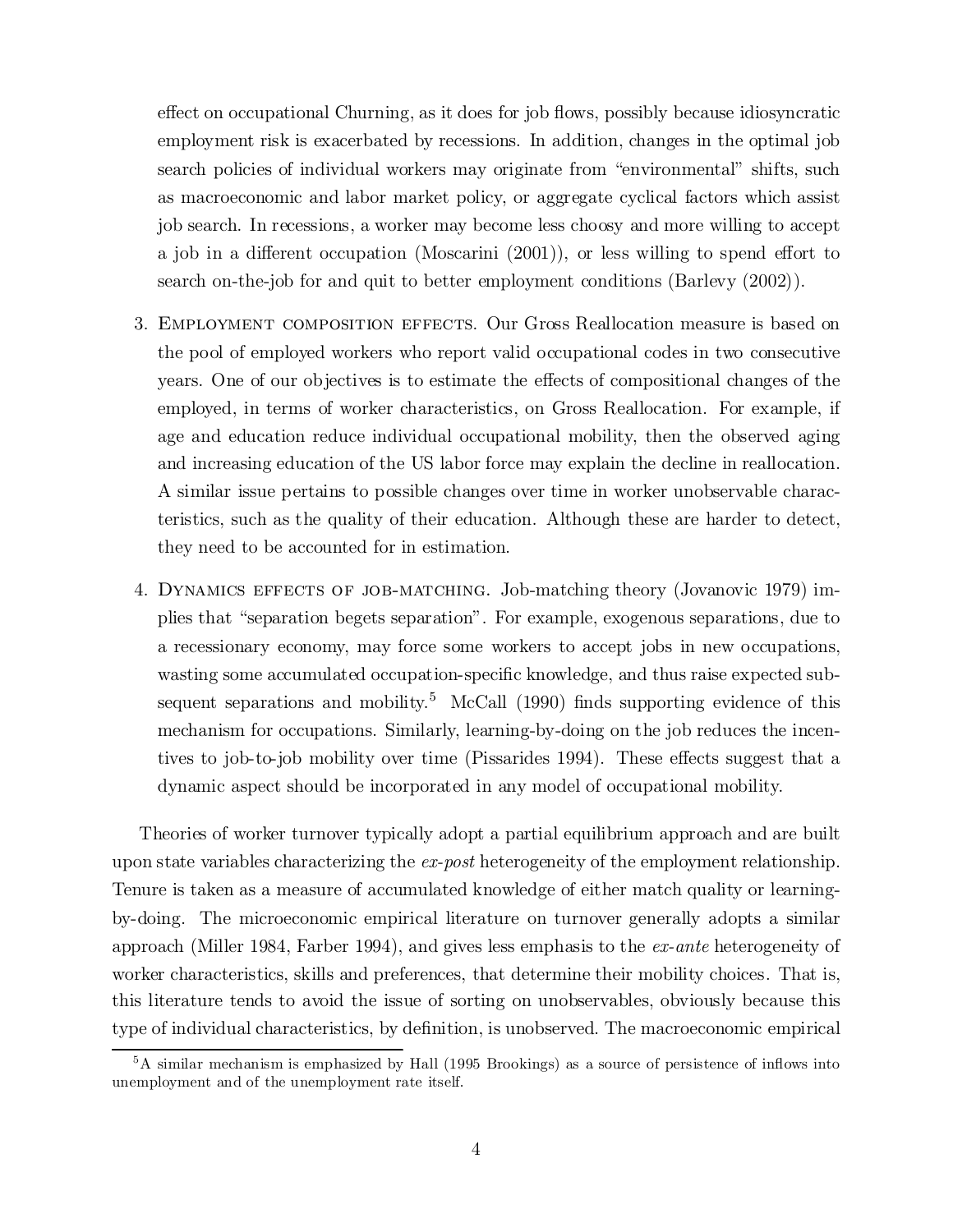effect on occupational Churning, as it does for job flows, possibly because idiosyncratic employment risk is exacerbated by recessions. In addition, changes in the optimal job search policies of individual workers may originate from "environmental" shifts, such as macroeconomic and labor market policy, or aggregate cyclical factors which assist job search. In recessions, a worker may become less choosy and more willing to accept a job in a different occupation (Moscarini (2001)), or less willing to spend effort to search on-the-job for and quit to better employment conditions (Barlevy (2002)).

3. Employment composition effects. Our Gross Reallocation measure is based on the pool of employed workers who report valid occupational codes in two consecutive years. One of our objectives is to estimate the effects of compositional changes of the employed, in terms of worker characteristics, on Gross Reallocation. For example, if age and education reduce individual occupational mobility, then the observed aging and increasing education of the US labor force may explain the decline in reallocation. A similar issue pertains to possible changes over time in worker unobservable characteristics, such as the quality of their education. Although these are harder to detect, they need to be accounted for in estimation.

4. Dynamics effects of job-matching. Job-matching theory (Jovanovic 1979) implies that "separation begets separation". For example, exogenous separations, due to a recessionary economy, may force some workers to accept jobs in new occupations, wasting some accumulated occupation-specific knowledge, and thus raise expected subsequent separations and mobility.[5] McCall (1990) finds supporting evidence of this mechanism for occupations. Similarly, learning-by-doing on the job reduces the incentives to job-to-job mobility over time (Pissarides 1994). These effects suggest that a dynamic aspect should be incorporated in any model of occupational mobility.

Theories of worker turnover typically adopt a partial equilibrium approach and are built upon state variables characterizing the *ex-post* heterogeneity of the employment relationship. Tenure is taken as a measure of accumulated knowledge of either match quality or learning-by-doing. The microeconomic empirical literature on turnover generally adopts a similar approach (Miller 1984, Farber 1994), and gives less emphasis to the *ex-ante* heterogeneity of worker characteristics, skills and preferences, that determine their mobility choices. That is, this literature tends to avoid the issue of sorting on unobservables, obviously because this type of individual characteristics, by definition, is unobserved. The macroeconomic empirical

[5] A similar mechanism is emphasized by Hall (1995 Brookings) as a source of persistence of inflows into unemployment and of the unemployment rate itself.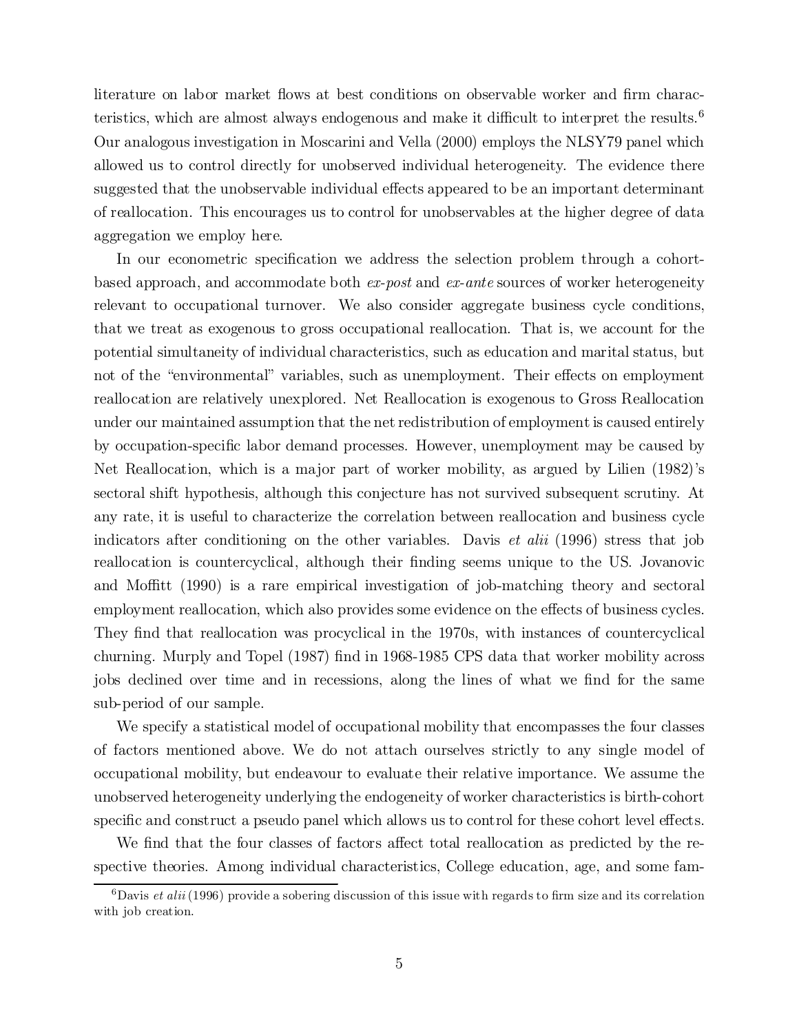literature on labor market flows at best conditions on observable worker and firm characteristics, which are almost always endogenous and make it difficult to interpret the results.[6] Our analogous investigation in Moscarini and Vella (2000) employs the NLSY79 panel which allowed us to control directly for unobserved individual heterogeneity. The evidence there suggested that the unobservable individual effects appeared to be an important determinant of reallocation. This encourages us to control for unobservables at the higher degree of data aggregation we employ here.

In our econometric specification we address the selection problem through a cohort-based approach, and accommodate both *ex-post* and *ex-ante* sources of worker heterogeneity relevant to occupational turnover. We also consider aggregate business cycle conditions, that we treat as exogenous to gross occupational reallocation. That is, we account for the potential simultaneity of individual characteristics, such as education and marital status, but not of the "environmental" variables, such as unemployment. Their effects on employment reallocation are relatively unexplored. Net Reallocation is exogenous to Gross Reallocation under our maintained assumption that the net redistribution of employment is caused entirely by occupation-specific labor demand processes. However, unemployment may be caused by Net Reallocation, which is a major part of worker mobility, as argued by Lilien (1982)'s sectoral shift hypothesis, although this conjecture has not survived subsequent scrutiny. At any rate, it is useful to characterize the correlation between reallocation and business cycle indicators after conditioning on the other variables. Davis *et alii* (1996) stress that job reallocation is countercyclical, although their finding seems unique to the US. Jovanovic and Moffitt (1990) is a rare empirical investigation of job-matching theory and sectoral employment reallocation, which also provides some evidence on the effects of business cycles. They find that reallocation was procyclical in the 1970s, with instances of countercyclical churning. Murply and Topel (1987) find in 1968-1985 CPS data that worker mobility across jobs declined over time and in recessions, along the lines of what we find for the same sub-period of our sample.

We specify a statistical model of occupational mobility that encompasses the four classes of factors mentioned above. We do not attach ourselves strictly to any single model of occupational mobility, but endeavour to evaluate their relative importance. We assume the unobserved heterogeneity underlying the endogeneity of worker characteristics is birth-cohort specific and construct a pseudo panel which allows us to control for these cohort level effects.

We find that the four classes of factors affect total reallocation as predicted by the respective theories. Among individual characteristics, College education, age, and some fam-

[6] Davis *et alii* (1996) provide a sobering discussion of this issue with regards to firm size and its correlation with job creation.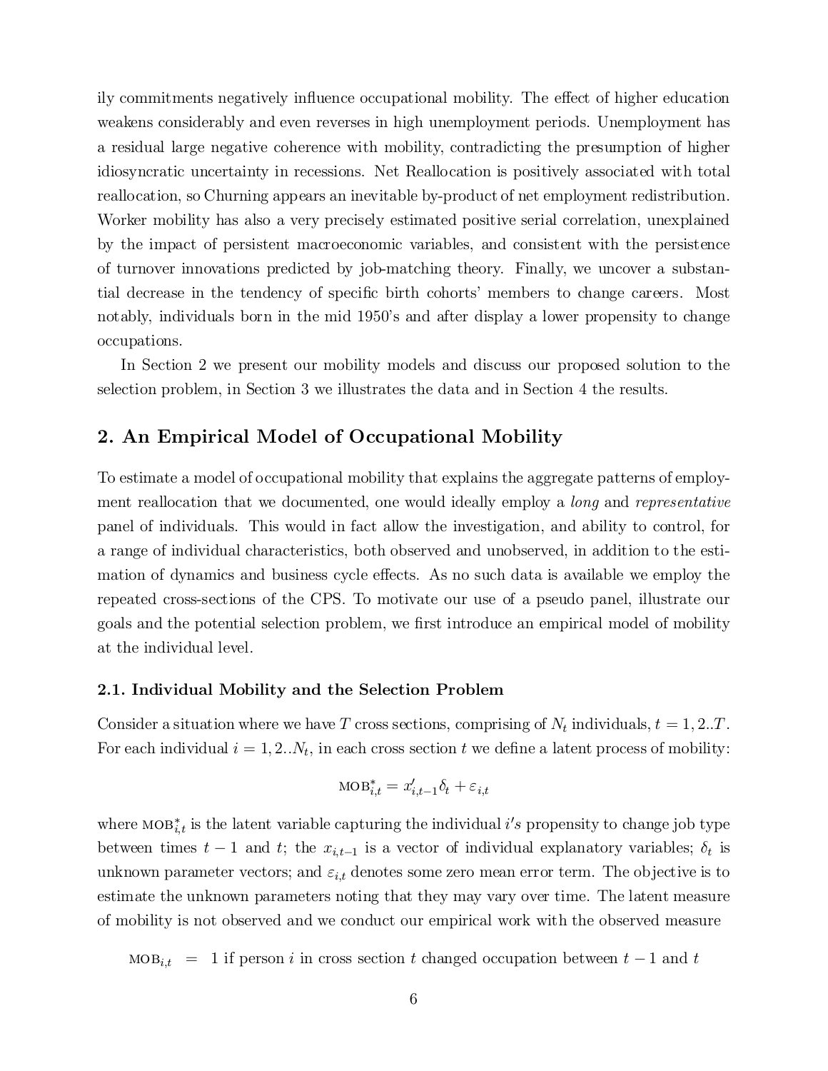ily commitments negatively influence occupational mobility. The effect of higher education weakens considerably and even reverses in high unemployment periods. Unemployment has a residual large negative coherence with mobility, contradicting the presumption of higher idiosyncratic uncertainty in recessions. Net Reallocation is positively associated with total reallocation, so Churning appears an inevitable by-product of net employment redistribution. Worker mobility has also a very precisely estimated positive serial correlation, unexplained by the impact of persistent macroeconomic variables, and consistent with the persistence of turnover innovations predicted by job-matching theory. Finally, we uncover a substantial decrease in the tendency of specific birth cohorts' members to change careers. Most notably, individuals born in the mid 1950's and after display a lower propensity to change occupations.

In Section 2 we present our mobility models and discuss our proposed solution to the selection problem, in Section 3 we illustrates the data and in Section 4 the results.

## 2. An Empirical Model of Occupational Mobility

To estimate a model of occupational mobility that explains the aggregate patterns of employment reallocation that we documented, one would ideally employ a *long* and *representative* panel of individuals. This would in fact allow the investigation, and ability to control, for a range of individual characteristics, both observed and unobserved, in addition to the estimation of dynamics and business cycle effects. As no such data is available we employ the repeated cross-sections of the CPS. To motivate our use of a pseudo panel, illustrate our goals and the potential selection problem, we first introduce an empirical model of mobility at the individual level.

### 2.1. Individual Mobility and the Selection Problem

Consider a situation where we have $T$ cross sections, comprising of $N_t$ individuals, $t = 1, 2..T$. For each individual $i = 1, 2..N_t$, in each cross section $t$ we define a latent process of mobility:

$$\text{MOB}^*_{i,t} = x'_{i,t-1}\delta_t + \varepsilon_{i,t}$$

where $\text{MOB}^*_{i,t}$ is the latent variable capturing the individual $i's$ propensity to change job type between times $t-1$ and $t$; the $x_{i,t-1}$ is a vector of individual explanatory variables; $\delta_t$ is unknown parameter vectors; and $\varepsilon_{i,t}$ denotes some zero mean error term. The objective is to estimate the unknown parameters noting that they may vary over time. The latent measure of mobility is not observed and we conduct our empirical work with the observed measure

$$\text{MOB}_{i,t} = 1 \text{ if person } i \text{ in cross section } t \text{ changed occupation between } t-1 \text{ and } t$$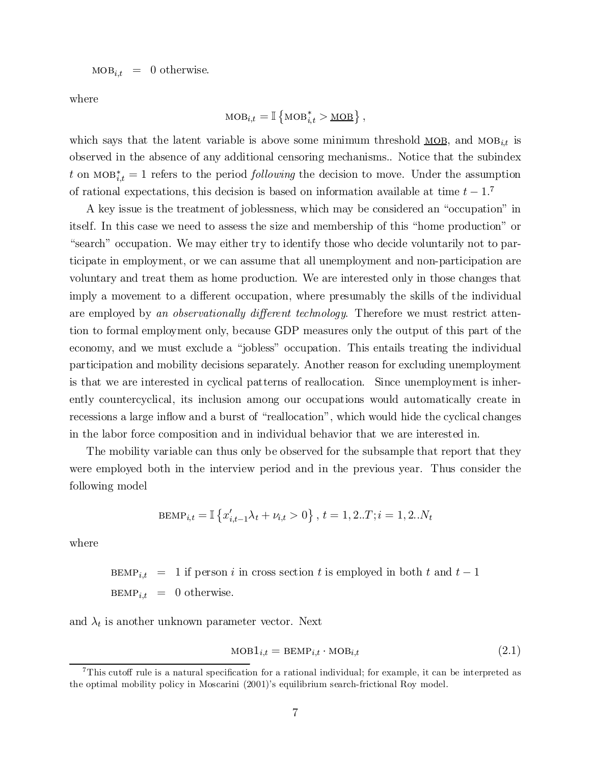$$\text{MOB}_{i,t} \;=\; 0 \text{ otherwise.}$$

where

$$\text{MOB}_{i,t} = \mathbb{I}\left\{\text{MOB}^*_{i,t} > \underline{\text{MOB}}\right\},$$

which says that the latent variable is above some minimum threshold $\underline{\text{MOB}}$, and $\text{MOB}_{i,t}$ is observed in the absence of any additional censoring mechanisms.. Notice that the subindex $t$ on $\text{MOB}^*_{i,t} = 1$ refers to the period *following* the decision to move. Under the assumption of rational expectations, this decision is based on information available at time $t-1$.[7]

A key issue is the treatment of joblessness, which may be considered an "occupation" in itself. In this case we need to assess the size and membership of this "home production" or "search" occupation. We may either try to identify those who decide voluntarily not to participate in employment, or we can assume that all unemployment and non-participation are voluntary and treat them as home production. We are interested only in those changes that imply a movement to a different occupation, where presumably the skills of the individual are employed by *an observationally different technology*. Therefore we must restrict attention to formal employment only, because GDP measures only the output of this part of the economy, and we must exclude a "jobless" occupation. This entails treating the individual participation and mobility decisions separately. Another reason for excluding unemployment is that we are interested in cyclical patterns of reallocation. Since unemployment is inherently countercyclical, its inclusion among our occupations would automatically create in recessions a large inflow and a burst of "reallocation", which would hide the cyclical changes in the labor force composition and in individual behavior that we are interested in.

The mobility variable can thus only be observed for the subsample that report that they were employed both in the interview period and in the previous year. Thus consider the following model

$$\text{BEMP}_{i,t} = \mathbb{I}\left\{x'_{i,t-1}\lambda_t + \nu_{i,t} > 0\right\},\; t = 1, 2..T; i = 1, 2..N_t$$

where

$$\text{BEMP}_{i,t} \;=\; 1 \text{ if person } i \text{ in cross section } t \text{ is employed in both } t \text{ and } t-1$$
$$\text{BEMP}_{i,t} \;=\; 0 \text{ otherwise.}$$

and $\lambda_t$ is another unknown parameter vector. Next

$$\text{MOB1}_{i,t} = \text{BEMP}_{i,t} \cdot \text{MOB}_{i,t} \tag{2.1}$$

[7] This cutoff rule is a natural specification for a rational individual; for example, it can be interpreted as the optimal mobility policy in Moscarini (2001)'s equilibrium search-frictional Roy model.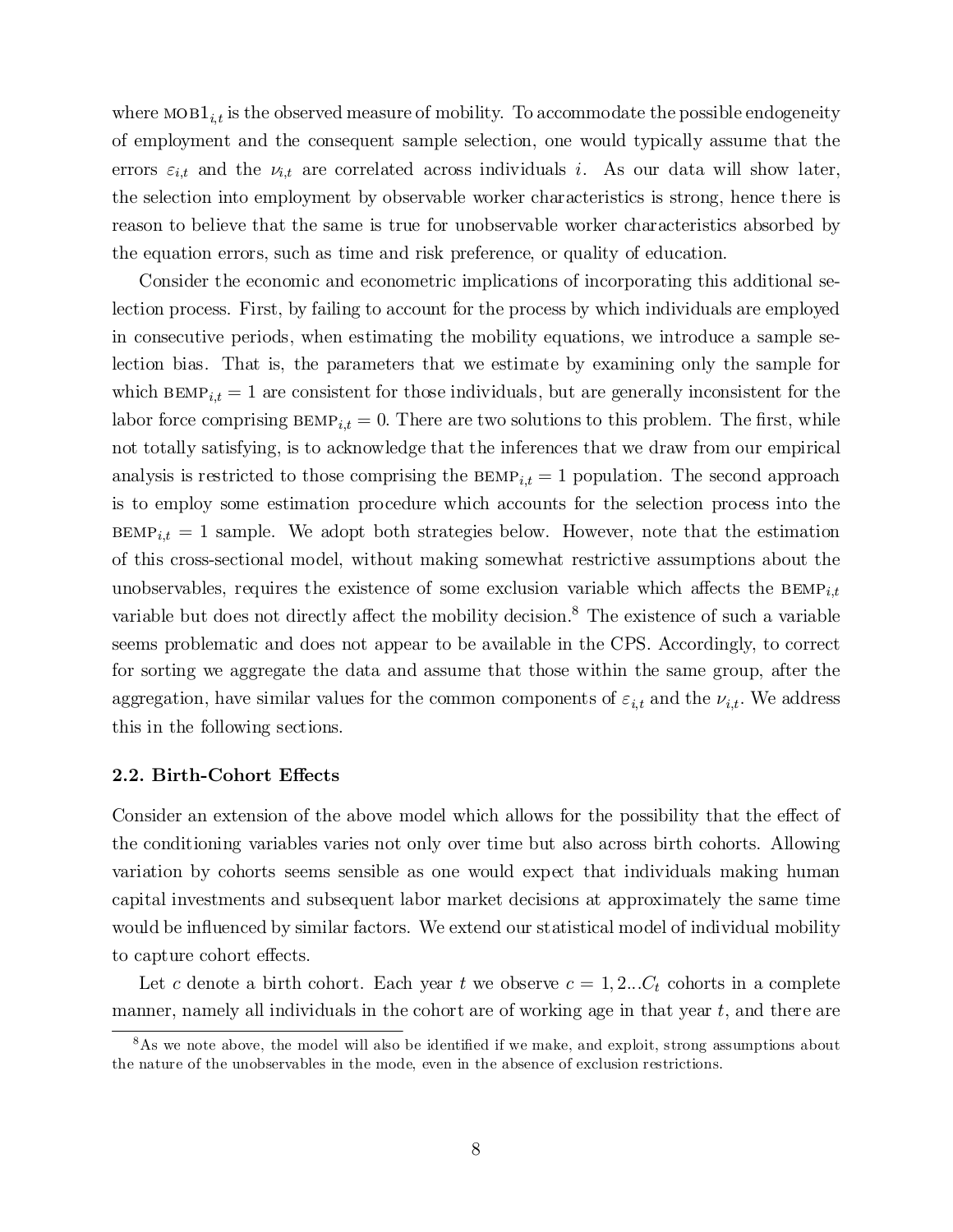where $\text{MOB1}_{i,t}$ is the observed measure of mobility. To accommodate the possible endogeneity of employment and the consequent sample selection, one would typically assume that the errors $\varepsilon_{i,t}$ and the $\nu_{i,t}$ are correlated across individuals $i$. As our data will show later, the selection into employment by observable worker characteristics is strong, hence there is reason to believe that the same is true for unobservable worker characteristics absorbed by the equation errors, such as time and risk preference, or quality of education.

Consider the economic and econometric implications of incorporating this additional selection process. First, by failing to account for the process by which individuals are employed in consecutive periods, when estimating the mobility equations, we introduce a sample selection bias. That is, the parameters that we estimate by examining only the sample for which $\text{BEMP}_{i,t} = 1$ are consistent for those individuals, but are generally inconsistent for the labor force comprising $\text{BEMP}_{i,t} = 0$. There are two solutions to this problem. The first, while not totally satisfying, is to acknowledge that the inferences that we draw from our empirical analysis is restricted to those comprising the $\text{BEMP}_{i,t} = 1$ population. The second approach is to employ some estimation procedure which accounts for the selection process into the $\text{BEMP}_{i,t} = 1$ sample. We adopt both strategies below. However, note that the estimation of this cross-sectional model, without making somewhat restrictive assumptions about the unobservables, requires the existence of some exclusion variable which affects the $\text{BEMP}_{i,t}$ variable but does not directly affect the mobility decision.[8] The existence of such a variable seems problematic and does not appear to be available in the CPS. Accordingly, to correct for sorting we aggregate the data and assume that those within the same group, after the aggregation, have similar values for the common components of $\varepsilon_{i,t}$ and the $\nu_{i,t}$. We address this in the following sections.

### 2.2. Birth-Cohort Effects

Consider an extension of the above model which allows for the possibility that the effect of the conditioning variables varies not only over time but also across birth cohorts. Allowing variation by cohorts seems sensible as one would expect that individuals making human capital investments and subsequent labor market decisions at approximately the same time would be influenced by similar factors. We extend our statistical model of individual mobility to capture cohort effects.

Let $c$ denote a birth cohort. Each year $t$ we observe $c = 1, 2...C_t$ cohorts in a complete manner, namely all individuals in the cohort are of working age in that year $t$, and there are

[8] As we note above, the model will also be identified if we make, and exploit, strong assumptions about the nature of the unobservables in the mode, even in the absence of exclusion restrictions.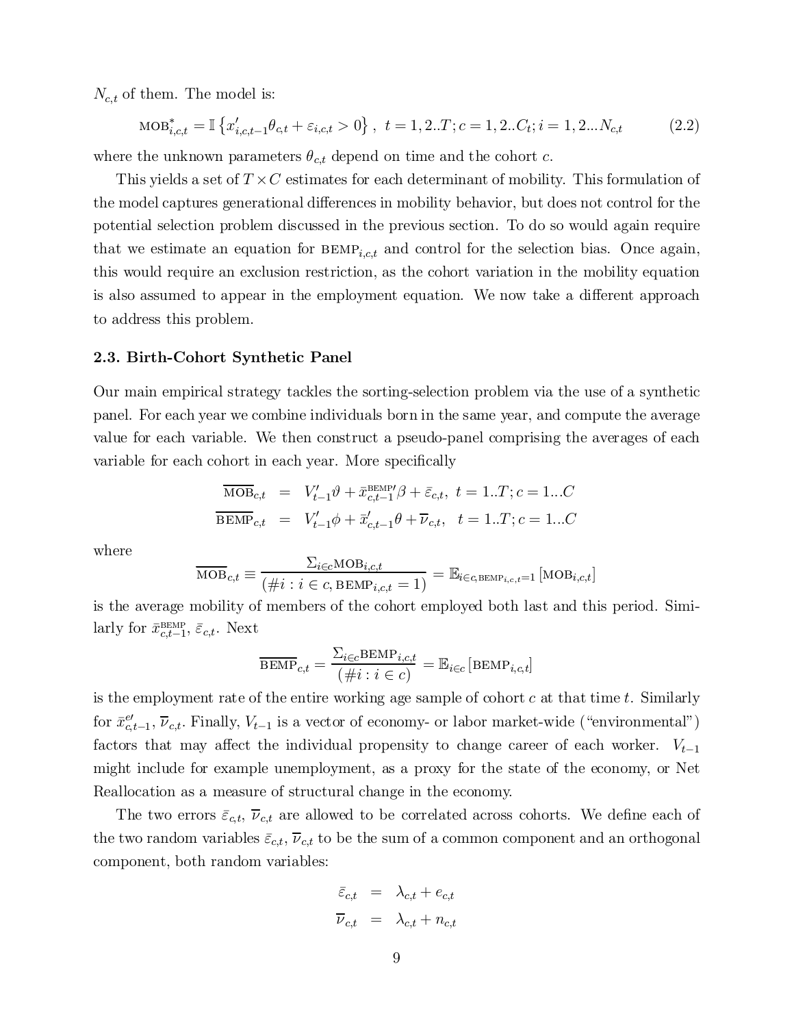$N_{c,t}$ of them. The model is:

$$\text{MOB}^*_{i,c,t} = \mathbb{I}\left\{x'_{i,c,t-1}\theta_{c,t} + \varepsilon_{i,c,t} > 0\right\}, \ t = 1, 2..T; c = 1, 2..C_t; i = 1, 2...N_{c,t} \tag{2.2}$$

where the unknown parameters $\theta_{c,t}$ depend on time and the cohort $c$.

This yields a set of $T \times C$ estimates for each determinant of mobility. This formulation of the model captures generational differences in mobility behavior, but does not control for the potential selection problem discussed in the previous section. To do so would again require that we estimate an equation for $\text{BEMP}_{i,c,t}$ and control for the selection bias. Once again, this would require an exclusion restriction, as the cohort variation in the mobility equation is also assumed to appear in the employment equation. We now take a different approach to address this problem.

### 2.3. Birth-Cohort Synthetic Panel

Our main empirical strategy tackles the sorting-selection problem via the use of a synthetic panel. For each year we combine individuals born in the same year, and compute the average value for each variable. We then construct a pseudo-panel comprising the averages of each variable for each cohort in each year. More specifically

$$\begin{aligned}
\overline{\text{MOB}}_{c,t} &= V'_{t-1}\vartheta + \bar{x}^{\text{BEMP}\prime}_{c,t-1}\beta + \bar{\varepsilon}_{c,t}, \ t = 1..T; c = 1...C \\
\overline{\text{BEMP}}_{c,t} &= V'_{t-1}\phi + \bar{x}'_{c,t-1}\theta + \overline{\nu}_{c,t}, \ \ t = 1..T; c = 1...C
\end{aligned}$$

where

$$\overline{\text{MOB}}_{c,t} \equiv \frac{\Sigma_{i\in c}\text{MOB}_{i,c,t}}{(\#i : i \in c, \text{BEMP}_{i,c,t} = 1)} = \mathbb{E}_{i\in c, \text{BEMP}_{i,c,t}=1}\left[\text{MOB}_{i,c,t}\right]$$

is the average mobility of members of the cohort employed both last and this period. Similarly for $\bar{x}^{\text{BEMP}}_{c,t-1}$, $\bar{\varepsilon}_{c,t}$. Next

$$\overline{\text{BEMP}}_{c,t} = \frac{\Sigma_{i\in c}\text{BEMP}_{i,c,t}}{(\#i : i \in c)} = \mathbb{E}_{i\in c}\left[\text{BEMP}_{i,c,t}\right]$$

is the employment rate of the entire working age sample of cohort $c$ at that time $t$. Similarly for $\bar{x}^{e\prime}_{c,t-1}$, $\overline{\nu}_{c,t}$. Finally, $V_{t-1}$ is a vector of economy- or labor market-wide ("environmental") factors that may affect the individual propensity to change career of each worker. $V_{t-1}$ might include for example unemployment, as a proxy for the state of the economy, or Net Reallocation as a measure of structural change in the economy.

The two errors $\bar{\varepsilon}_{c,t}$, $\overline{\nu}_{c,t}$ are allowed to be correlated across cohorts. We define each of the two random variables $\bar{\varepsilon}_{c,t}$, $\overline{\nu}_{c,t}$ to be the sum of a common component and an orthogonal component, both random variables:

$$\begin{aligned}
\bar{\varepsilon}_{c,t} &= \lambda_{c,t} + e_{c,t} \\
\overline{\nu}_{c,t} &= \lambda_{c,t} + n_{c,t}
\end{aligned}$$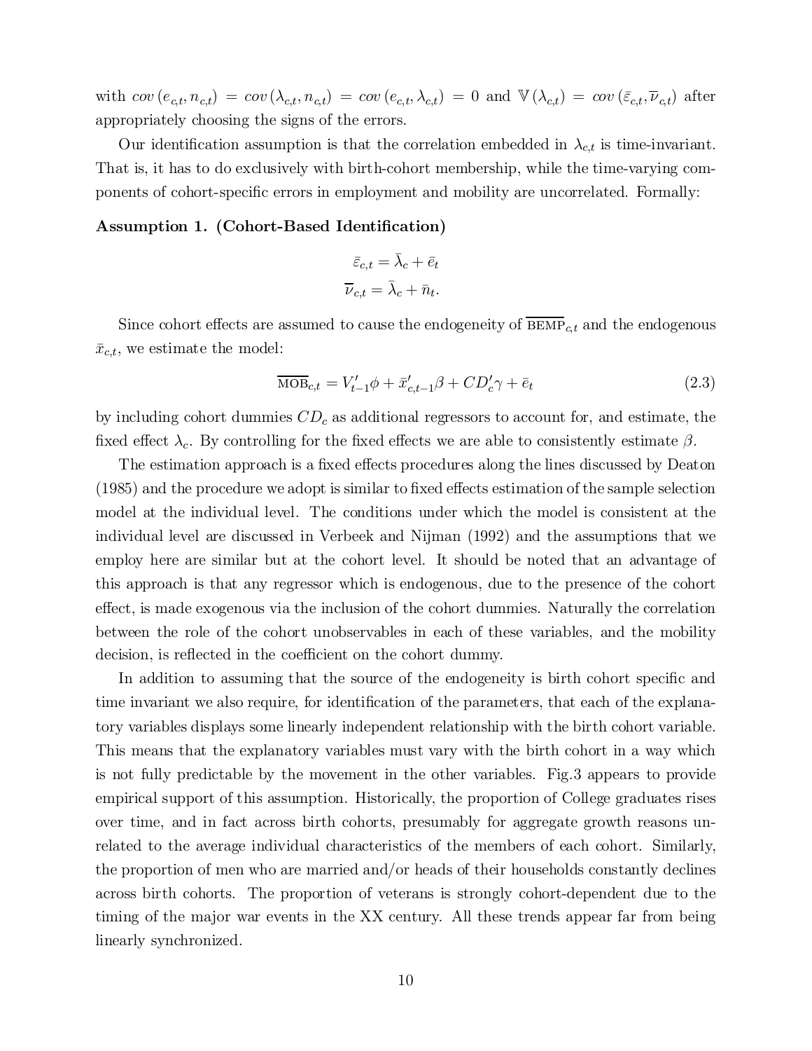with $cov(e_{c,t}, n_{c,t}) = cov(\lambda_{c,t}, n_{c,t}) = cov(e_{c,t}, \lambda_{c,t}) = 0$ and $\mathbb{V}(\lambda_{c,t}) = cov(\bar{\varepsilon}_{c,t}, \overline{\nu}_{c,t})$ after appropriately choosing the signs of the errors.

Our identification assumption is that the correlation embedded in $\lambda_{c,t}$ is time-invariant. That is, it has to do exclusively with birth-cohort membership, while the time-varying components of cohort-specific errors in employment and mobility are uncorrelated. Formally:

**Assumption 1. (Cohort-Based Identification)**

$$\bar{\varepsilon}_{c,t} = \bar{\lambda}_c + \bar{e}_t$$
$$\overline{\nu}_{c,t} = \bar{\lambda}_c + \bar{n}_t.$$

Since cohort effects are assumed to cause the endogeneity of $\overline{\text{BEMP}}_{c,t}$ and the endogenous $\bar{x}_{c,t}$, we estimate the model:

$$\overline{\text{MOB}}_{c,t} = V'_{t-1}\phi + \bar{x}'_{c,t-1}\beta + CD'_c\gamma + \bar{e}_t \tag{2.3}$$

by including cohort dummies $CD_c$ as additional regressors to account for, and estimate, the fixed effect $\lambda_c$. By controlling for the fixed effects we are able to consistently estimate $\beta$.

The estimation approach is a fixed effects procedures along the lines discussed by Deaton (1985) and the procedure we adopt is similar to fixed effects estimation of the sample selection model at the individual level. The conditions under which the model is consistent at the individual level are discussed in Verbeek and Nijman (1992) and the assumptions that we employ here are similar but at the cohort level. It should be noted that an advantage of this approach is that any regressor which is endogenous, due to the presence of the cohort effect, is made exogenous via the inclusion of the cohort dummies. Naturally the correlation between the role of the cohort unobservables in each of these variables, and the mobility decision, is reflected in the coefficient on the cohort dummy.

In addition to assuming that the source of the endogeneity is birth cohort specific and time invariant we also require, for identification of the parameters, that each of the explanatory variables displays some linearly independent relationship with the birth cohort variable. This means that the explanatory variables must vary with the birth cohort in a way which is not fully predictable by the movement in the other variables. Fig.3 appears to provide empirical support of this assumption. Historically, the proportion of College graduates rises over time, and in fact across birth cohorts, presumably for aggregate growth reasons unrelated to the average individual characteristics of the members of each cohort. Similarly, the proportion of men who are married and/or heads of their households constantly declines across birth cohorts. The proportion of veterans is strongly cohort-dependent due to the timing of the major war events in the XX century. All these trends appear far from being linearly synchronized.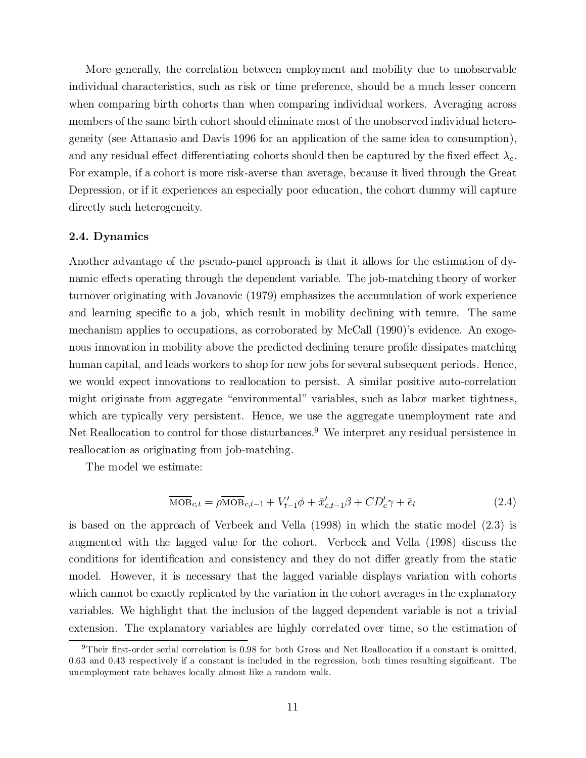More generally, the correlation between employment and mobility due to unobservable individual characteristics, such as risk or time preference, should be a much lesser concern when comparing birth cohorts than when comparing individual workers. Averaging across members of the same birth cohort should eliminate most of the unobserved individual heterogeneity (see Attanasio and Davis 1996 for an application of the same idea to consumption), and any residual effect differentiating cohorts should then be captured by the fixed effect $\lambda_c$. For example, if a cohort is more risk-averse than average, because it lived through the Great Depression, or if it experiences an especially poor education, the cohort dummy will capture directly such heterogeneity.

### 2.4. Dynamics

Another advantage of the pseudo-panel approach is that it allows for the estimation of dynamic effects operating through the dependent variable. The job-matching theory of worker turnover originating with Jovanovic (1979) emphasizes the accumulation of work experience and learning specific to a job, which result in mobility declining with tenure. The same mechanism applies to occupations, as corroborated by McCall (1990)'s evidence. An exogenous innovation in mobility above the predicted declining tenure profile dissipates matching human capital, and leads workers to shop for new jobs for several subsequent periods. Hence, we would expect innovations to reallocation to persist. A similar positive auto-correlation might originate from aggregate "environmental" variables, such as labor market tightness, which are typically very persistent. Hence, we use the aggregate unemployment rate and Net Reallocation to control for those disturbances.[9] We interpret any residual persistence in reallocation as originating from job-matching.

The model we estimate:

$$\overline{\text{MOB}}_{c,t} = \rho \overline{\text{MOB}}_{c,t-1} + V'_{t-1}\phi + \bar{x}'_{c,t-1}\beta + CD'_c\gamma + \bar{e}_t \tag{2.4}$$

is based on the approach of Verbeek and Vella (1998) in which the static model (2.3) is augmented with the lagged value for the cohort. Verbeek and Vella (1998) discuss the conditions for identification and consistency and they do not differ greatly from the static model. However, it is necessary that the lagged variable displays variation with cohorts which cannot be exactly replicated by the variation in the cohort averages in the explanatory variables. We highlight that the inclusion of the lagged dependent variable is not a trivial extension. The explanatory variables are highly correlated over time, so the estimation of

[9] Their first-order serial correlation is 0.98 for both Gross and Net Reallocation if a constant is omitted, 0.63 and 0.43 respectively if a constant is included in the regression, both times resulting significant. The unemployment rate behaves locally almost like a random walk.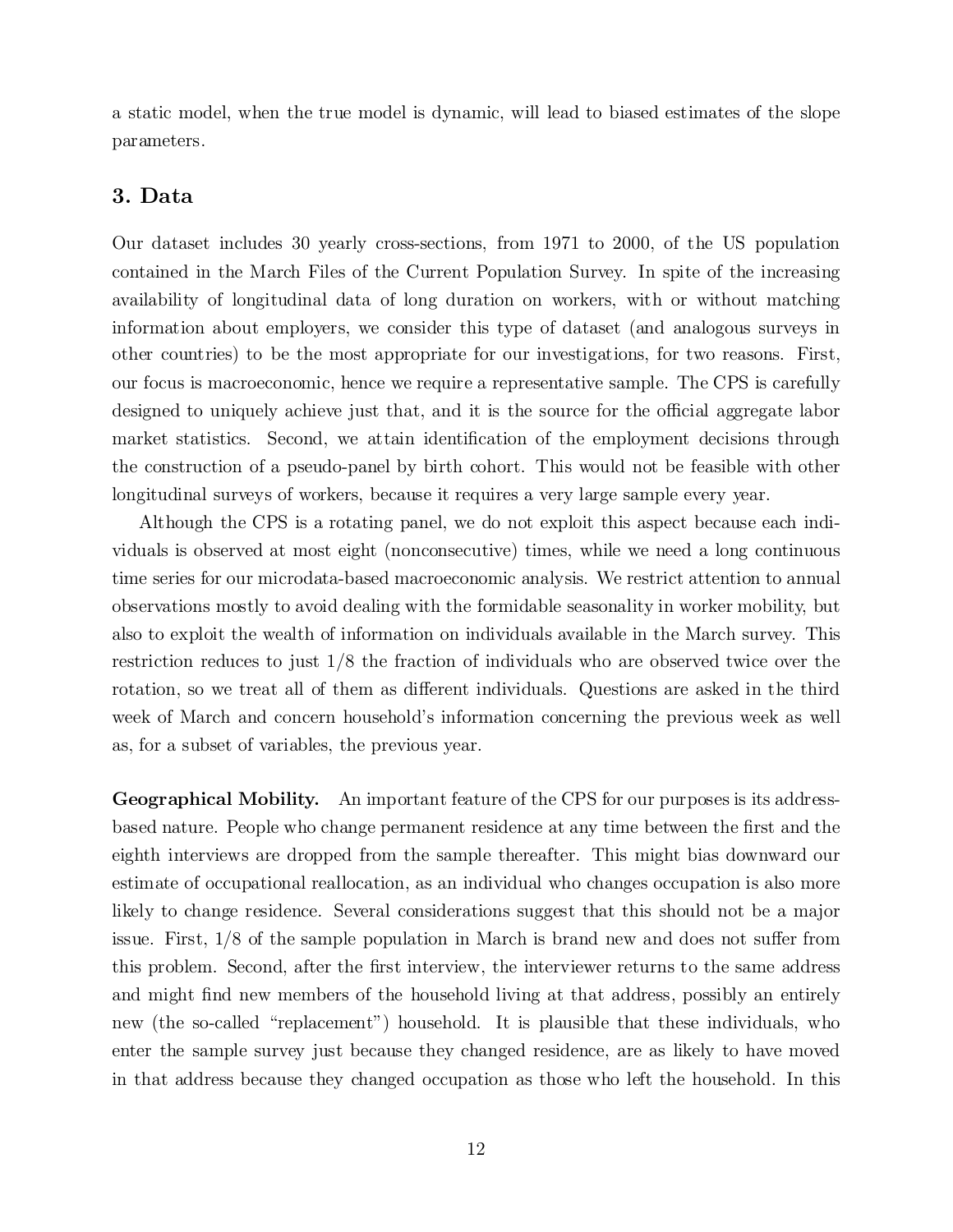a static model, when the true model is dynamic, will lead to biased estimates of the slope parameters.

## 3. Data

Our dataset includes 30 yearly cross-sections, from 1971 to 2000, of the US population contained in the March Files of the Current Population Survey. In spite of the increasing availability of longitudinal data of long duration on workers, with or without matching information about employers, we consider this type of dataset (and analogous surveys in other countries) to be the most appropriate for our investigations, for two reasons. First, our focus is macroeconomic, hence we require a representative sample. The CPS is carefully designed to uniquely achieve just that, and it is the source for the official aggregate labor market statistics. Second, we attain identification of the employment decisions through the construction of a pseudo-panel by birth cohort. This would not be feasible with other longitudinal surveys of workers, because it requires a very large sample every year.

Although the CPS is a rotating panel, we do not exploit this aspect because each individuals is observed at most eight (nonconsecutive) times, while we need a long continuous time series for our microdata-based macroeconomic analysis. We restrict attention to annual observations mostly to avoid dealing with the formidable seasonality in worker mobility, but also to exploit the wealth of information on individuals available in the March survey. This restriction reduces to just 1/8 the fraction of individuals who are observed twice over the rotation, so we treat all of them as different individuals. Questions are asked in the third week of March and concern household's information concerning the previous week as well as, for a subset of variables, the previous year.

**Geographical Mobility.** An important feature of the CPS for our purposes is its address-based nature. People who change permanent residence at any time between the first and the eighth interviews are dropped from the sample thereafter. This might bias downward our estimate of occupational reallocation, as an individual who changes occupation is also more likely to change residence. Several considerations suggest that this should not be a major issue. First, 1/8 of the sample population in March is brand new and does not suffer from this problem. Second, after the first interview, the interviewer returns to the same address and might find new members of the household living at that address, possibly an entirely new (the so-called "replacement") household. It is plausible that these individuals, who enter the sample survey just because they changed residence, are as likely to have moved in that address because they changed occupation as those who left the household. In this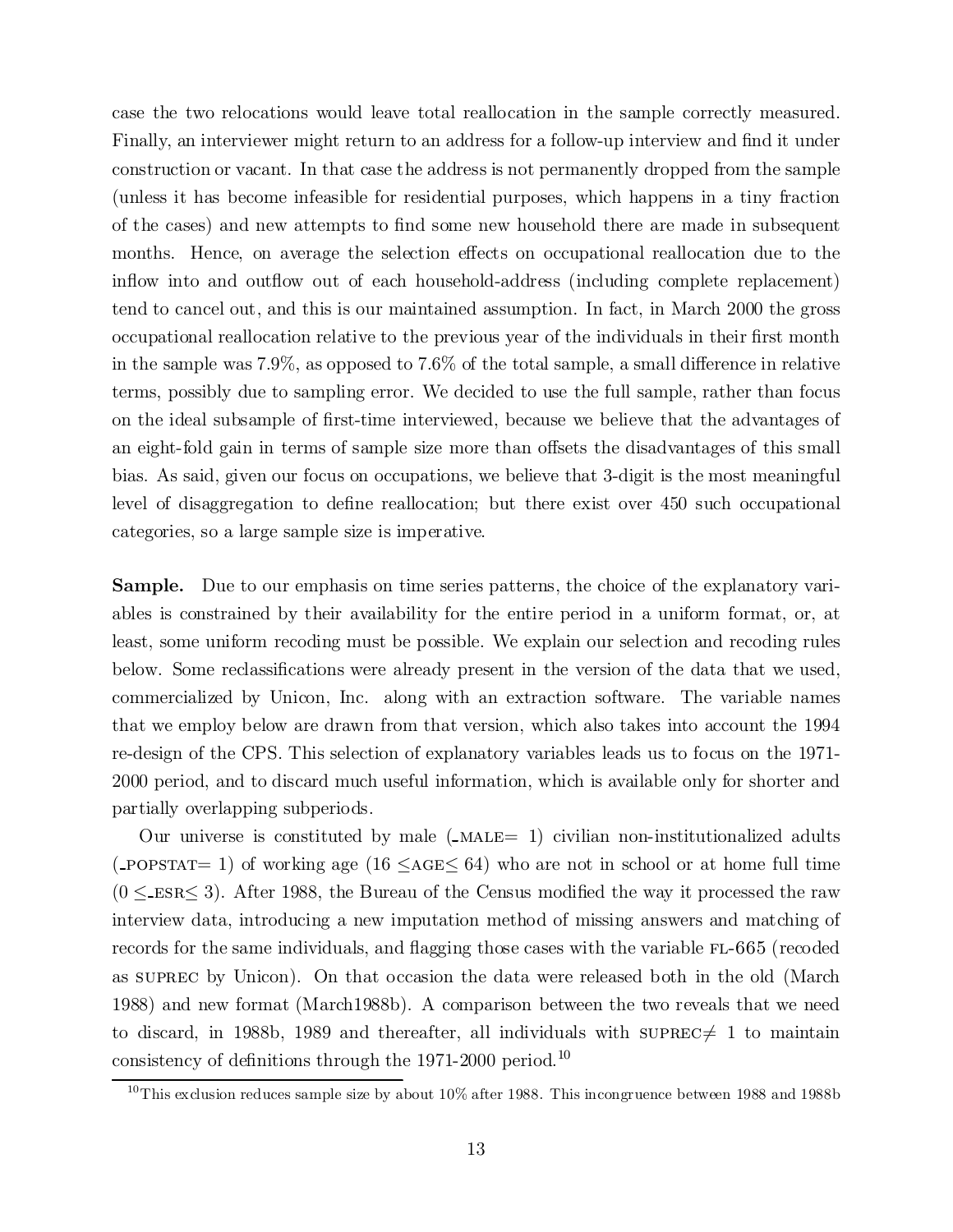case the two relocations would leave total reallocation in the sample correctly measured. Finally, an interviewer might return to an address for a follow-up interview and find it under construction or vacant. In that case the address is not permanently dropped from the sample (unless it has become infeasible for residential purposes, which happens in a tiny fraction of the cases) and new attempts to find some new household there are made in subsequent months. Hence, on average the selection effects on occupational reallocation due to the inflow into and outflow out of each household-address (including complete replacement) tend to cancel out, and this is our maintained assumption. In fact, in March 2000 the gross occupational reallocation relative to the previous year of the individuals in their first month in the sample was 7.9%, as opposed to 7.6% of the total sample, a small difference in relative terms, possibly due to sampling error. We decided to use the full sample, rather than focus on the ideal subsample of first-time interviewed, because we believe that the advantages of an eight-fold gain in terms of sample size more than offsets the disadvantages of this small bias. As said, given our focus on occupations, we believe that 3-digit is the most meaningful level of disaggregation to define reallocation; but there exist over 450 such occupational categories, so a large sample size is imperative.

**Sample.** Due to our emphasis on time series patterns, the choice of the explanatory variables is constrained by their availability for the entire period in a uniform format, or, at least, some uniform recoding must be possible. We explain our selection and recoding rules below. Some reclassifications were already present in the version of the data that we used, commercialized by Unicon, Inc. along with an extraction software. The variable names that we employ below are drawn from that version, which also takes into account the 1994 re-design of the CPS. This selection of explanatory variables leads us to focus on the 1971-2000 period, and to discard much useful information, which is available only for shorter and partially overlapping subperiods.

Our universe is constituted by male (_MALE= 1) civilian non-institutionalized adults (_POPSTAT= 1) of working age (16 ≤AGE≤ 64) who are not in school or at home full time (0 ≤_ESR≤ 3). After 1988, the Bureau of the Census modified the way it processed the raw interview data, introducing a new imputation method of missing answers and matching of records for the same individuals, and flagging those cases with the variable FL-665 (recoded as SUPREC by Unicon). On that occasion the data were released both in the old (March 1988) and new format (March1988b). A comparison between the two reveals that we need to discard, in 1988b, 1989 and thereafter, all individuals with SUPREC≠ 1 to maintain consistency of definitions through the 1971-2000 period.[10]

[10]This exclusion reduces sample size by about 10% after 1988. This incongruence between 1988 and 1988b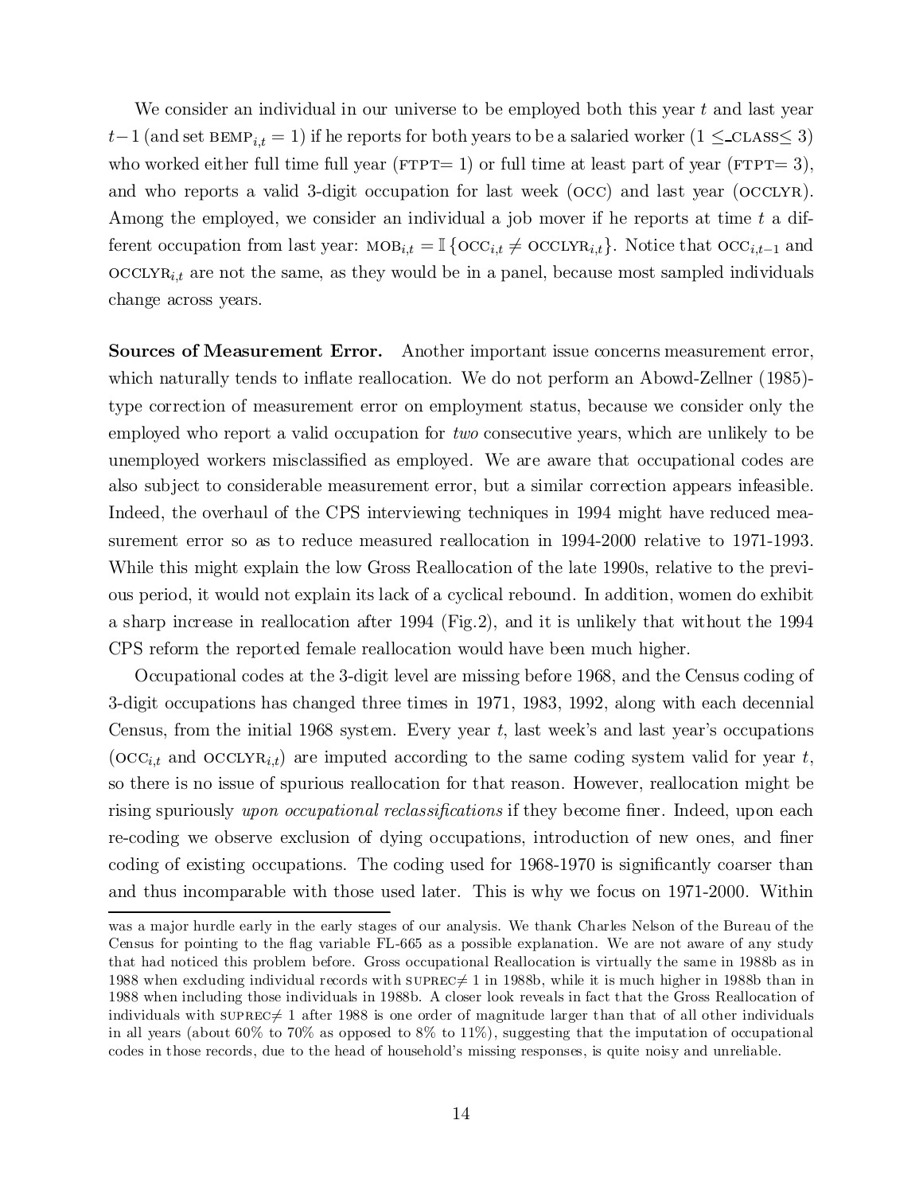We consider an individual in our universe to be employed both this year $t$ and last year $t-1$ (and set $\text{BEMP}_{i,t} = 1$) if he reports for both years to be a salaried worker ($1 \leq$ CLASS$\leq 3$) who worked either full time full year (FTPT$= 1$) or full time at least part of year (FTPT$= 3$), and who reports a valid 3-digit occupation for last week (OCC) and last year (OCCLYR). Among the employed, we consider an individual a job mover if he reports at time $t$ a different occupation from last year: $\text{MOB}_{i,t} = \mathbb{I}\{\text{OCC}_{i,t} \neq \text{OCCLYR}_{i,t}\}$. Notice that $\text{OCC}_{i,t-1}$ and $\text{OCCLYR}_{i,t}$ are not the same, as they would be in a panel, because most sampled individuals change across years.

**Sources of Measurement Error.** Another important issue concerns measurement error, which naturally tends to inflate reallocation. We do not perform an Abowd-Zellner (1985)-type correction of measurement error on employment status, because we consider only the employed who report a valid occupation for *two* consecutive years, which are unlikely to be unemployed workers misclassified as employed. We are aware that occupational codes are also subject to considerable measurement error, but a similar correction appears infeasible. Indeed, the overhaul of the CPS interviewing techniques in 1994 might have reduced measurement error so as to reduce measured reallocation in 1994-2000 relative to 1971-1993. While this might explain the low Gross Reallocation of the late 1990s, relative to the previous period, it would not explain its lack of a cyclical rebound. In addition, women do exhibit a sharp increase in reallocation after 1994 (Fig.2), and it is unlikely that without the 1994 CPS reform the reported female reallocation would have been much higher.

Occupational codes at the 3-digit level are missing before 1968, and the Census coding of 3-digit occupations has changed three times in 1971, 1983, 1992, along with each decennial Census, from the initial 1968 system. Every year $t$, last week's and last year's occupations ($\text{OCC}_{i,t}$ and $\text{OCCLYR}_{i,t}$) are imputed according to the same coding system valid for year $t$, so there is no issue of spurious reallocation for that reason. However, reallocation might be rising spuriously *upon occupational reclassifications* if they become finer. Indeed, upon each re-coding we observe exclusion of dying occupations, introduction of new ones, and finer coding of existing occupations. The coding used for 1968-1970 is significantly coarser than and thus incomparable with those used later. This is why we focus on 1971-2000. Within

was a major hurdle early in the early stages of our analysis. We thank Charles Nelson of the Bureau of the Census for pointing to the flag variable FL-665 as a possible explanation. We are not aware of any study that had noticed this problem before. Gross occupational Reallocation is virtually the same in 1988b as in 1988 when excluding individual records with SUPREC$\neq 1$ in 1988b, while it is much higher in 1988b than in 1988 when including those individuals in 1988b. A closer look reveals in fact that the Gross Reallocation of individuals with SUPREC$\neq 1$ after 1988 is one order of magnitude larger than that of all other individuals in all years (about 60% to 70% as opposed to 8% to 11%), suggesting that the imputation of occupational codes in those records, due to the head of household's missing responses, is quite noisy and unreliable.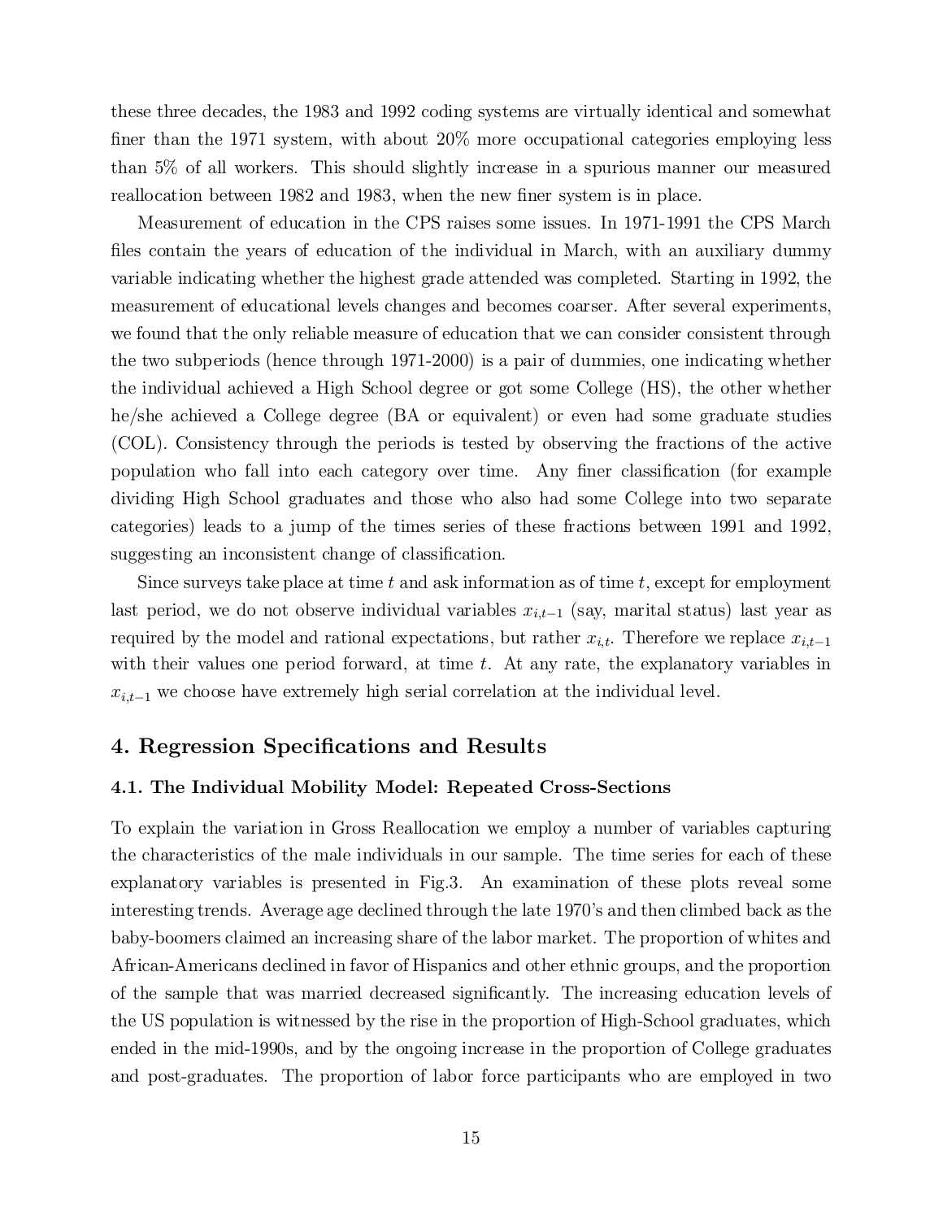these three decades, the 1983 and 1992 coding systems are virtually identical and somewhat finer than the 1971 system, with about 20% more occupational categories employing less than 5% of all workers. This should slightly increase in a spurious manner our measured reallocation between 1982 and 1983, when the new finer system is in place.

Measurement of education in the CPS raises some issues. In 1971-1991 the CPS March files contain the years of education of the individual in March, with an auxiliary dummy variable indicating whether the highest grade attended was completed. Starting in 1992, the measurement of educational levels changes and becomes coarser. After several experiments, we found that the only reliable measure of education that we can consider consistent through the two subperiods (hence through 1971-2000) is a pair of dummies, one indicating whether the individual achieved a High School degree or got some College (HS), the other whether he/she achieved a College degree (BA or equivalent) or even had some graduate studies (COL). Consistency through the periods is tested by observing the fractions of the active population who fall into each category over time. Any finer classification (for example dividing High School graduates and those who also had some College into two separate categories) leads to a jump of the times series of these fractions between 1991 and 1992, suggesting an inconsistent change of classification.

Since surveys take place at time $t$ and ask information as of time $t$, except for employment last period, we do not observe individual variables $x_{i,t-1}$ (say, marital status) last year as required by the model and rational expectations, but rather $x_{i,t}$. Therefore we replace $x_{i,t-1}$ with their values one period forward, at time $t$. At any rate, the explanatory variables in $x_{i,t-1}$ we choose have extremely high serial correlation at the individual level.

## 4. Regression Specifications and Results

### 4.1. The Individual Mobility Model: Repeated Cross-Sections

To explain the variation in Gross Reallocation we employ a number of variables capturing the characteristics of the male individuals in our sample. The time series for each of these explanatory variables is presented in Fig.3. An examination of these plots reveal some interesting trends. Average age declined through the late 1970's and then climbed back as the baby-boomers claimed an increasing share of the labor market. The proportion of whites and African-Americans declined in favor of Hispanics and other ethnic groups, and the proportion of the sample that was married decreased significantly. The increasing education levels of the US population is witnessed by the rise in the proportion of High-School graduates, which ended in the mid-1990s, and by the ongoing increase in the proportion of College graduates and post-graduates. The proportion of labor force participants who are employed in two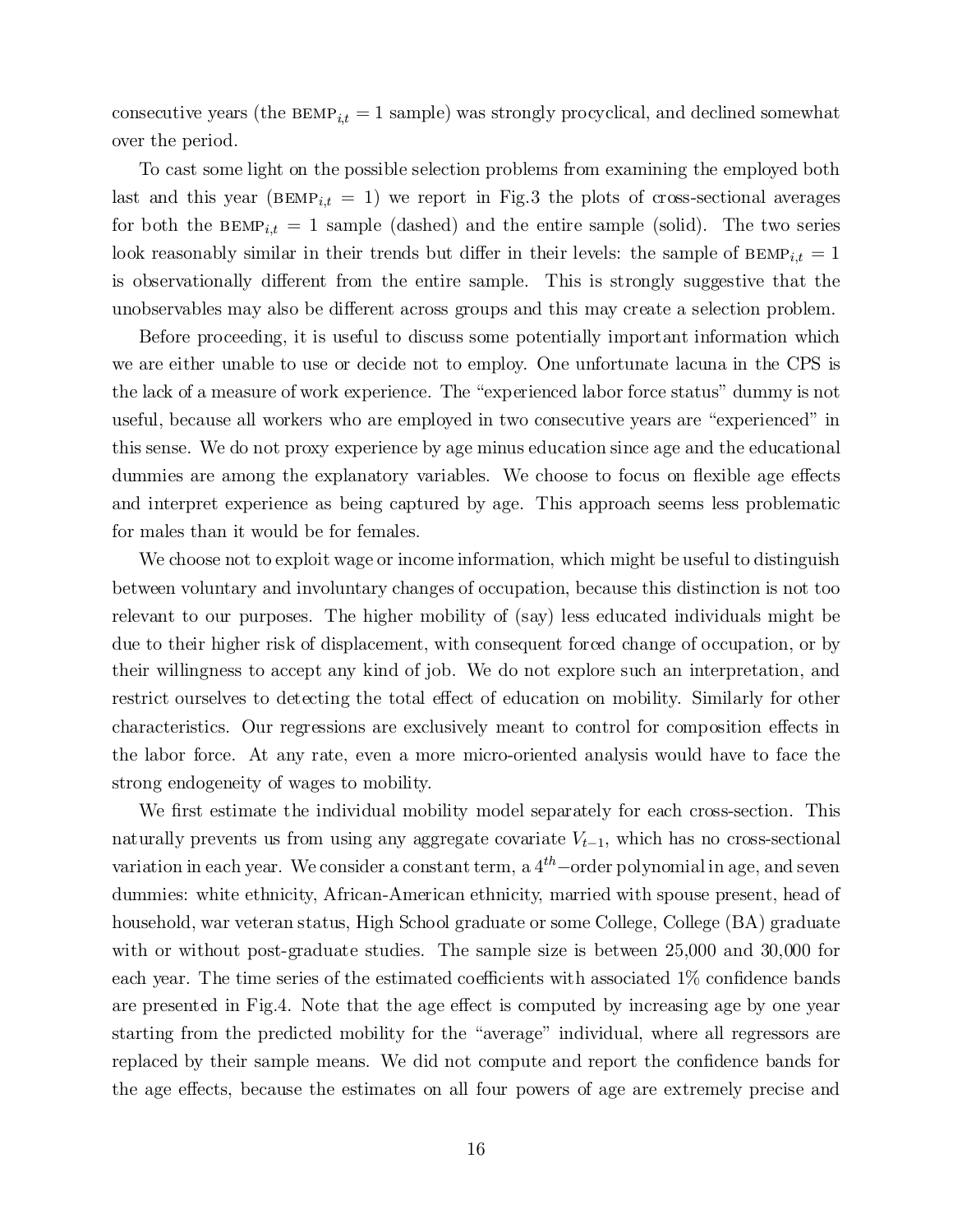consecutive years (the $\text{BEMP}_{i,t} = 1$ sample) was strongly procyclical, and declined somewhat over the period.

To cast some light on the possible selection problems from examining the employed both last and this year ($\text{BEMP}_{i,t} = 1$) we report in Fig.3 the plots of cross-sectional averages for both the $\text{BEMP}_{i,t} = 1$ sample (dashed) and the entire sample (solid). The two series look reasonably similar in their trends but differ in their levels: the sample of $\text{BEMP}_{i,t} = 1$ is observationally different from the entire sample. This is strongly suggestive that the unobservables may also be different across groups and this may create a selection problem.

Before proceeding, it is useful to discuss some potentially important information which we are either unable to use or decide not to employ. One unfortunate lacuna in the CPS is the lack of a measure of work experience. The "experienced labor force status" dummy is not useful, because all workers who are employed in two consecutive years are "experienced" in this sense. We do not proxy experience by age minus education since age and the educational dummies are among the explanatory variables. We choose to focus on flexible age effects and interpret experience as being captured by age. This approach seems less problematic for males than it would be for females.

We choose not to exploit wage or income information, which might be useful to distinguish between voluntary and involuntary changes of occupation, because this distinction is not too relevant to our purposes. The higher mobility of (say) less educated individuals might be due to their higher risk of displacement, with consequent forced change of occupation, or by their willingness to accept any kind of job. We do not explore such an interpretation, and restrict ourselves to detecting the total effect of education on mobility. Similarly for other characteristics. Our regressions are exclusively meant to control for composition effects in the labor force. At any rate, even a more micro-oriented analysis would have to face the strong endogeneity of wages to mobility.

We first estimate the individual mobility model separately for each cross-section. This naturally prevents us from using any aggregate covariate $V_{t-1}$, which has no cross-sectional variation in each year. We consider a constant term, a $4^{th}$-order polynomial in age, and seven dummies: white ethnicity, African-American ethnicity, married with spouse present, head of household, war veteran status, High School graduate or some College, College (BA) graduate with or without post-graduate studies. The sample size is between 25,000 and 30,000 for each year. The time series of the estimated coefficients with associated 1% confidence bands are presented in Fig.4. Note that the age effect is computed by increasing age by one year starting from the predicted mobility for the "average" individual, where all regressors are replaced by their sample means. We did not compute and report the confidence bands for the age effects, because the estimates on all four powers of age are extremely precise and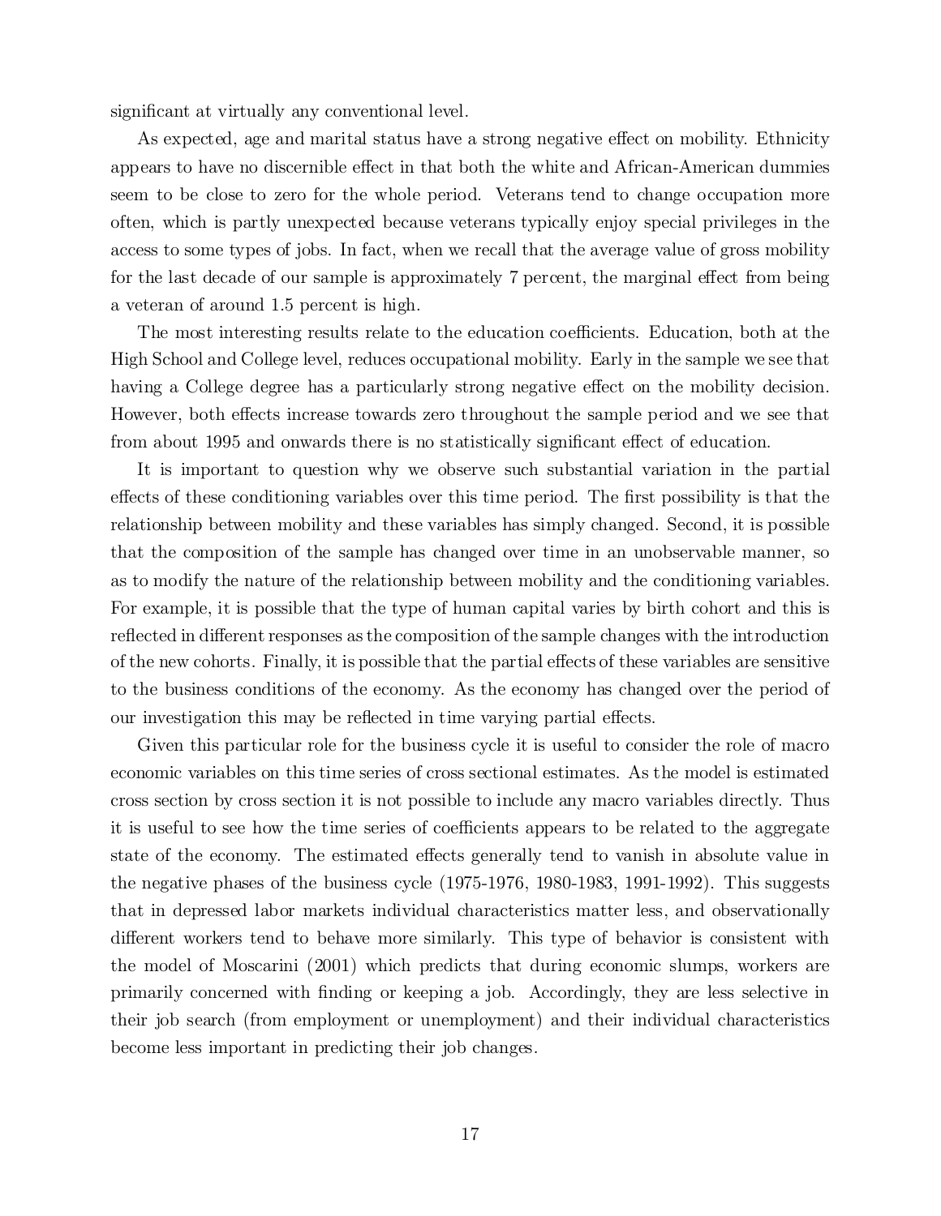significant at virtually any conventional level.

As expected, age and marital status have a strong negative effect on mobility. Ethnicity appears to have no discernible effect in that both the white and African-American dummies seem to be close to zero for the whole period. Veterans tend to change occupation more often, which is partly unexpected because veterans typically enjoy special privileges in the access to some types of jobs. In fact, when we recall that the average value of gross mobility for the last decade of our sample is approximately 7 percent, the marginal effect from being a veteran of around 1.5 percent is high.

The most interesting results relate to the education coefficients. Education, both at the High School and College level, reduces occupational mobility. Early in the sample we see that having a College degree has a particularly strong negative effect on the mobility decision. However, both effects increase towards zero throughout the sample period and we see that from about 1995 and onwards there is no statistically significant effect of education.

It is important to question why we observe such substantial variation in the partial effects of these conditioning variables over this time period. The first possibility is that the relationship between mobility and these variables has simply changed. Second, it is possible that the composition of the sample has changed over time in an unobservable manner, so as to modify the nature of the relationship between mobility and the conditioning variables. For example, it is possible that the type of human capital varies by birth cohort and this is reflected in different responses as the composition of the sample changes with the introduction of the new cohorts. Finally, it is possible that the partial effects of these variables are sensitive to the business conditions of the economy. As the economy has changed over the period of our investigation this may be reflected in time varying partial effects.

Given this particular role for the business cycle it is useful to consider the role of macro economic variables on this time series of cross sectional estimates. As the model is estimated cross section by cross section it is not possible to include any macro variables directly. Thus it is useful to see how the time series of coefficients appears to be related to the aggregate state of the economy. The estimated effects generally tend to vanish in absolute value in the negative phases of the business cycle (1975-1976, 1980-1983, 1991-1992). This suggests that in depressed labor markets individual characteristics matter less, and observationally different workers tend to behave more similarly. This type of behavior is consistent with the model of Moscarini (2001) which predicts that during economic slumps, workers are primarily concerned with finding or keeping a job. Accordingly, they are less selective in their job search (from employment or unemployment) and their individual characteristics become less important in predicting their job changes.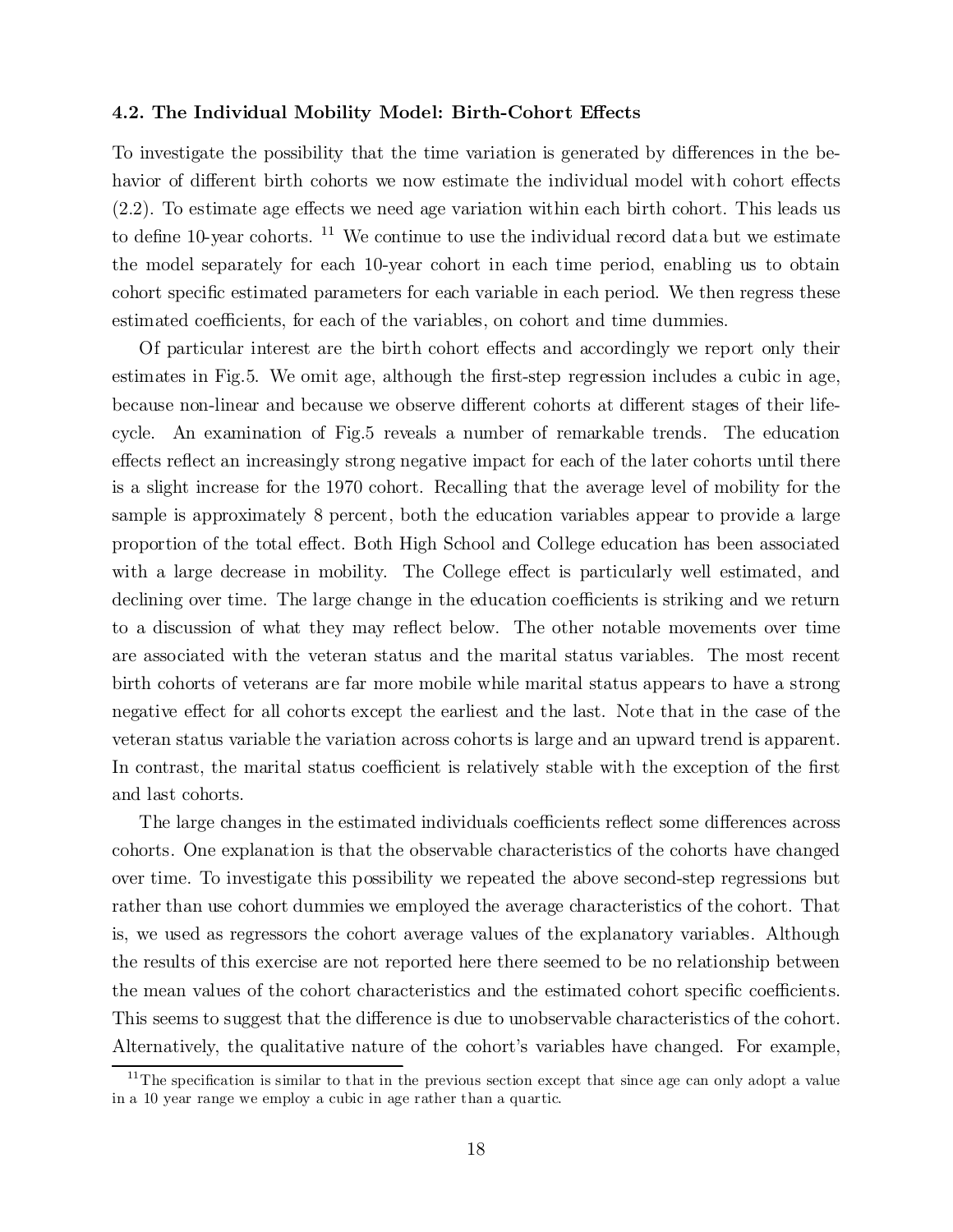### 4.2. The Individual Mobility Model: Birth-Cohort Effects

To investigate the possibility that the time variation is generated by differences in the behavior of different birth cohorts we now estimate the individual model with cohort effects (2.2). To estimate age effects we need age variation within each birth cohort. This leads us to define 10-year cohorts. [11] We continue to use the individual record data but we estimate the model separately for each 10-year cohort in each time period, enabling us to obtain cohort specific estimated parameters for each variable in each period. We then regress these estimated coefficients, for each of the variables, on cohort and time dummies.

Of particular interest are the birth cohort effects and accordingly we report only their estimates in Fig.5. We omit age, although the first-step regression includes a cubic in age, because non-linear and because we observe different cohorts at different stages of their life-cycle. An examination of Fig.5 reveals a number of remarkable trends. The education effects reflect an increasingly strong negative impact for each of the later cohorts until there is a slight increase for the 1970 cohort. Recalling that the average level of mobility for the sample is approximately 8 percent, both the education variables appear to provide a large proportion of the total effect. Both High School and College education has been associated with a large decrease in mobility. The College effect is particularly well estimated, and declining over time. The large change in the education coefficients is striking and we return to a discussion of what they may reflect below. The other notable movements over time are associated with the veteran status and the marital status variables. The most recent birth cohorts of veterans are far more mobile while marital status appears to have a strong negative effect for all cohorts except the earliest and the last. Note that in the case of the veteran status variable the variation across cohorts is large and an upward trend is apparent. In contrast, the marital status coefficient is relatively stable with the exception of the first and last cohorts.

The large changes in the estimated individuals coefficients reflect some differences across cohorts. One explanation is that the observable characteristics of the cohorts have changed over time. To investigate this possibility we repeated the above second-step regressions but rather than use cohort dummies we employed the average characteristics of the cohort. That is, we used as regressors the cohort average values of the explanatory variables. Although the results of this exercise are not reported here there seemed to be no relationship between the mean values of the cohort characteristics and the estimated cohort specific coefficients. This seems to suggest that the difference is due to unobservable characteristics of the cohort. Alternatively, the qualitative nature of the cohort's variables have changed. For example,

[11] The specification is similar to that in the previous section except that since age can only adopt a value in a 10 year range we employ a cubic in age rather than a quartic.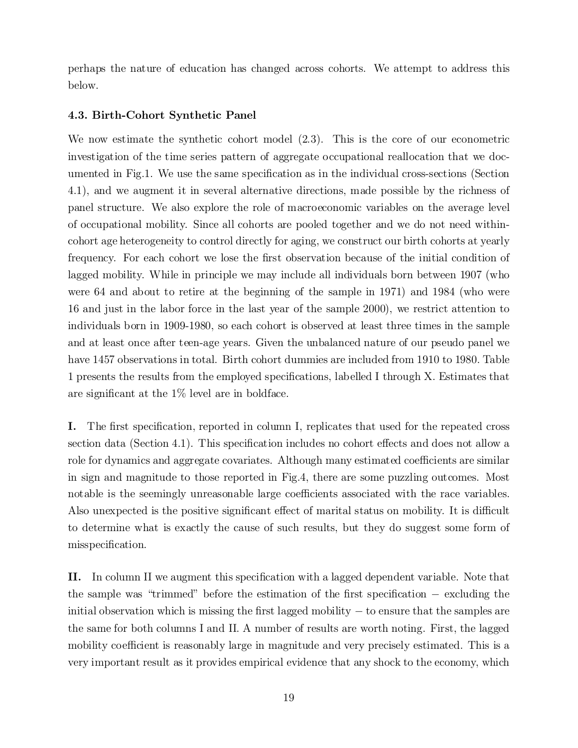perhaps the nature of education has changed across cohorts. We attempt to address this below.

### 4.3. Birth-Cohort Synthetic Panel

We now estimate the synthetic cohort model (2.3). This is the core of our econometric investigation of the time series pattern of aggregate occupational reallocation that we documented in Fig.1. We use the same specification as in the individual cross-sections (Section 4.1), and we augment it in several alternative directions, made possible by the richness of panel structure. We also explore the role of macroeconomic variables on the average level of occupational mobility. Since all cohorts are pooled together and we do not need within-cohort age heterogeneity to control directly for aging, we construct our birth cohorts at yearly frequency. For each cohort we lose the first observation because of the initial condition of lagged mobility. While in principle we may include all individuals born between 1907 (who were 64 and about to retire at the beginning of the sample in 1971) and 1984 (who were 16 and just in the labor force in the last year of the sample 2000), we restrict attention to individuals born in 1909-1980, so each cohort is observed at least three times in the sample and at least once after teen-age years. Given the unbalanced nature of our pseudo panel we have 1457 observations in total. Birth cohort dummies are included from 1910 to 1980. Table 1 presents the results from the employed specifications, labelled I through X. Estimates that are significant at the 1% level are in boldface.

**I.** The first specification, reported in column I, replicates that used for the repeated cross section data (Section 4.1). This specification includes no cohort effects and does not allow a role for dynamics and aggregate covariates. Although many estimated coefficients are similar in sign and magnitude to those reported in Fig.4, there are some puzzling outcomes. Most notable is the seemingly unreasonable large coefficients associated with the race variables. Also unexpected is the positive significant effect of marital status on mobility. It is difficult to determine what is exactly the cause of such results, but they do suggest some form of misspecification.

**II.** In column II we augment this specification with a lagged dependent variable. Note that the sample was "trimmed" before the estimation of the first specification − excluding the initial observation which is missing the first lagged mobility − to ensure that the samples are the same for both columns I and II. A number of results are worth noting. First, the lagged mobility coefficient is reasonably large in magnitude and very precisely estimated. This is a very important result as it provides empirical evidence that any shock to the economy, which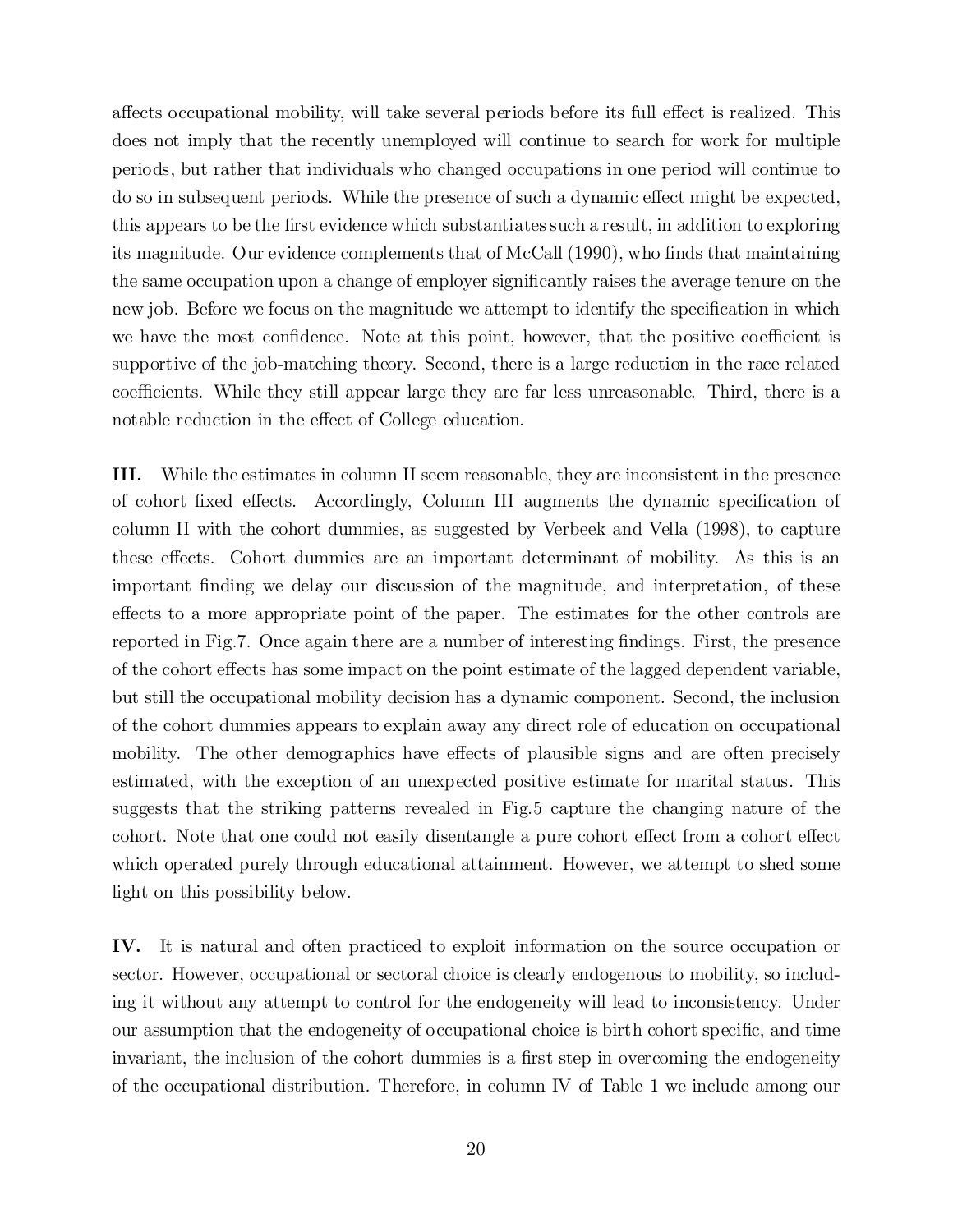affects occupational mobility, will take several periods before its full effect is realized. This does not imply that the recently unemployed will continue to search for work for multiple periods, but rather that individuals who changed occupations in one period will continue to do so in subsequent periods. While the presence of such a dynamic effect might be expected, this appears to be the first evidence which substantiates such a result, in addition to exploring its magnitude. Our evidence complements that of McCall (1990), who finds that maintaining the same occupation upon a change of employer significantly raises the average tenure on the new job. Before we focus on the magnitude we attempt to identify the specification in which we have the most confidence. Note at this point, however, that the positive coefficient is supportive of the job-matching theory. Second, there is a large reduction in the race related coefficients. While they still appear large they are far less unreasonable. Third, there is a notable reduction in the effect of College education.

**III.** While the estimates in column II seem reasonable, they are inconsistent in the presence of cohort fixed effects. Accordingly, Column III augments the dynamic specification of column II with the cohort dummies, as suggested by Verbeek and Vella (1998), to capture these effects. Cohort dummies are an important determinant of mobility. As this is an important finding we delay our discussion of the magnitude, and interpretation, of these effects to a more appropriate point of the paper. The estimates for the other controls are reported in Fig.7. Once again there are a number of interesting findings. First, the presence of the cohort effects has some impact on the point estimate of the lagged dependent variable, but still the occupational mobility decision has a dynamic component. Second, the inclusion of the cohort dummies appears to explain away any direct role of education on occupational mobility. The other demographics have effects of plausible signs and are often precisely estimated, with the exception of an unexpected positive estimate for marital status. This suggests that the striking patterns revealed in Fig.5 capture the changing nature of the cohort. Note that one could not easily disentangle a pure cohort effect from a cohort effect which operated purely through educational attainment. However, we attempt to shed some light on this possibility below.

**IV.** It is natural and often practiced to exploit information on the source occupation or sector. However, occupational or sectoral choice is clearly endogenous to mobility, so including it without any attempt to control for the endogeneity will lead to inconsistency. Under our assumption that the endogeneity of occupational choice is birth cohort specific, and time invariant, the inclusion of the cohort dummies is a first step in overcoming the endogeneity of the occupational distribution. Therefore, in column IV of Table 1 we include among our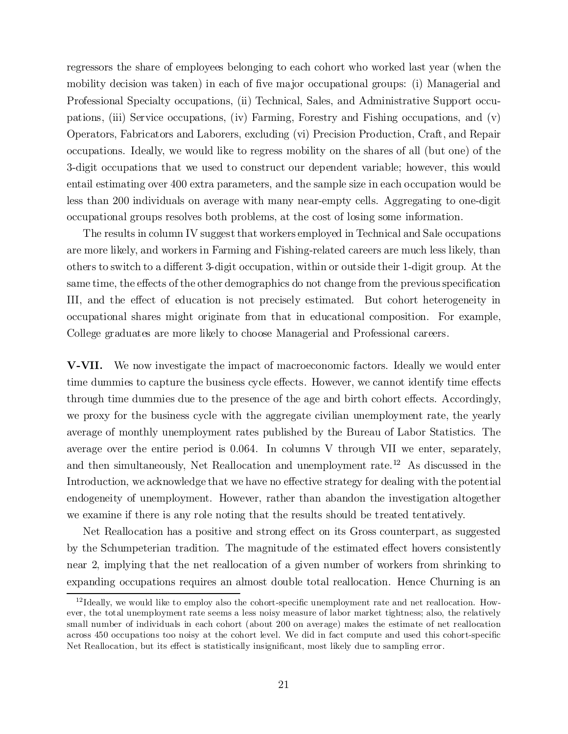regressors the share of employees belonging to each cohort who worked last year (when the mobility decision was taken) in each of five major occupational groups: (i) Managerial and Professional Specialty occupations, (ii) Technical, Sales, and Administrative Support occupations, (iii) Service occupations, (iv) Farming, Forestry and Fishing occupations, and (v) Operators, Fabricators and Laborers, excluding (vi) Precision Production, Craft, and Repair occupations. Ideally, we would like to regress mobility on the shares of all (but one) of the 3-digit occupations that we used to construct our dependent variable; however, this would entail estimating over 400 extra parameters, and the sample size in each occupation would be less than 200 individuals on average with many near-empty cells. Aggregating to one-digit occupational groups resolves both problems, at the cost of losing some information.

The results in column IV suggest that workers employed in Technical and Sale occupations are more likely, and workers in Farming and Fishing-related careers are much less likely, than others to switch to a different 3-digit occupation, within or outside their 1-digit group. At the same time, the effects of the other demographics do not change from the previous specification III, and the effect of education is not precisely estimated. But cohort heterogeneity in occupational shares might originate from that in educational composition. For example, College graduates are more likely to choose Managerial and Professional careers.

**V-VII.** We now investigate the impact of macroeconomic factors. Ideally we would enter time dummies to capture the business cycle effects. However, we cannot identify time effects through time dummies due to the presence of the age and birth cohort effects. Accordingly, we proxy for the business cycle with the aggregate civilian unemployment rate, the yearly average of monthly unemployment rates published by the Bureau of Labor Statistics. The average over the entire period is 0.064. In columns V through VII we enter, separately, and then simultaneously, Net Reallocation and unemployment rate.[12] As discussed in the Introduction, we acknowledge that we have no effective strategy for dealing with the potential endogeneity of unemployment. However, rather than abandon the investigation altogether we examine if there is any role noting that the results should be treated tentatively.

Net Reallocation has a positive and strong effect on its Gross counterpart, as suggested by the Schumpeterian tradition. The magnitude of the estimated effect hovers consistently near 2, implying that the net reallocation of a given number of workers from shrinking to expanding occupations requires an almost double total reallocation. Hence Churning is an

[12] Ideally, we would like to employ also the cohort-specific unemployment rate and net reallocation. However, the total unemployment rate seems a less noisy measure of labor market tightness; also, the relatively small number of individuals in each cohort (about 200 on average) makes the estimate of net reallocation across 450 occupations too noisy at the cohort level. We did in fact compute and used this cohort-specific Net Reallocation, but its effect is statistically insignificant, most likely due to sampling error.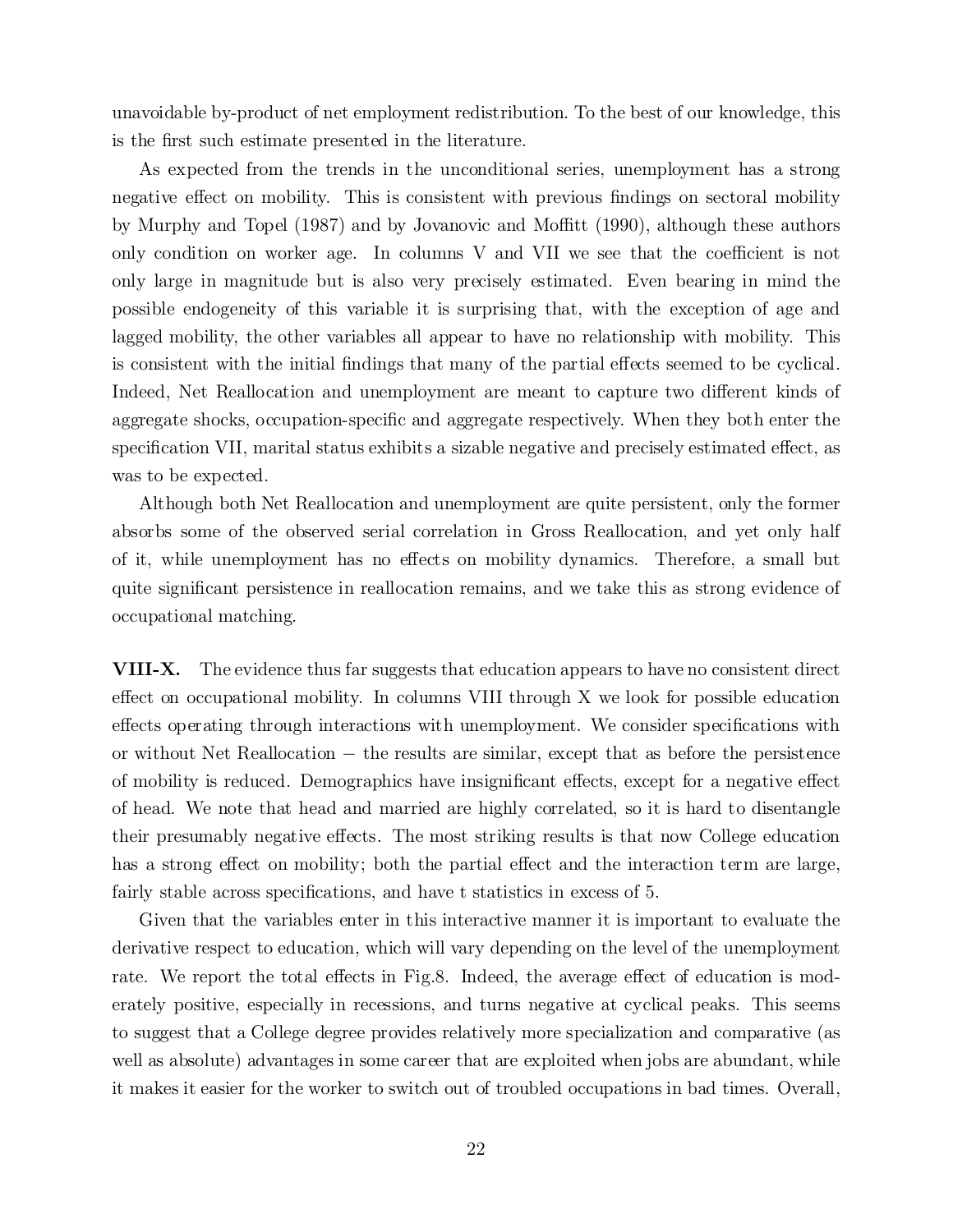unavoidable by-product of net employment redistribution. To the best of our knowledge, this is the first such estimate presented in the literature.

As expected from the trends in the unconditional series, unemployment has a strong negative effect on mobility. This is consistent with previous findings on sectoral mobility by Murphy and Topel (1987) and by Jovanovic and Moffitt (1990), although these authors only condition on worker age. In columns V and VII we see that the coefficient is not only large in magnitude but is also very precisely estimated. Even bearing in mind the possible endogeneity of this variable it is surprising that, with the exception of age and lagged mobility, the other variables all appear to have no relationship with mobility. This is consistent with the initial findings that many of the partial effects seemed to be cyclical. Indeed, Net Reallocation and unemployment are meant to capture two different kinds of aggregate shocks, occupation-specific and aggregate respectively. When they both enter the specification VII, marital status exhibits a sizable negative and precisely estimated effect, as was to be expected.

Although both Net Reallocation and unemployment are quite persistent, only the former absorbs some of the observed serial correlation in Gross Reallocation, and yet only half of it, while unemployment has no effects on mobility dynamics. Therefore, a small but quite significant persistence in reallocation remains, and we take this as strong evidence of occupational matching.

**VIII-X.** The evidence thus far suggests that education appears to have no consistent direct effect on occupational mobility. In columns VIII through X we look for possible education effects operating through interactions with unemployment. We consider specifications with or without Net Reallocation − the results are similar, except that as before the persistence of mobility is reduced. Demographics have insignificant effects, except for a negative effect of head. We note that head and married are highly correlated, so it is hard to disentangle their presumably negative effects. The most striking results is that now College education has a strong effect on mobility; both the partial effect and the interaction term are large, fairly stable across specifications, and have t statistics in excess of 5.

Given that the variables enter in this interactive manner it is important to evaluate the derivative respect to education, which will vary depending on the level of the unemployment rate. We report the total effects in Fig.8. Indeed, the average effect of education is moderately positive, especially in recessions, and turns negative at cyclical peaks. This seems to suggest that a College degree provides relatively more specialization and comparative (as well as absolute) advantages in some career that are exploited when jobs are abundant, while it makes it easier for the worker to switch out of troubled occupations in bad times. Overall,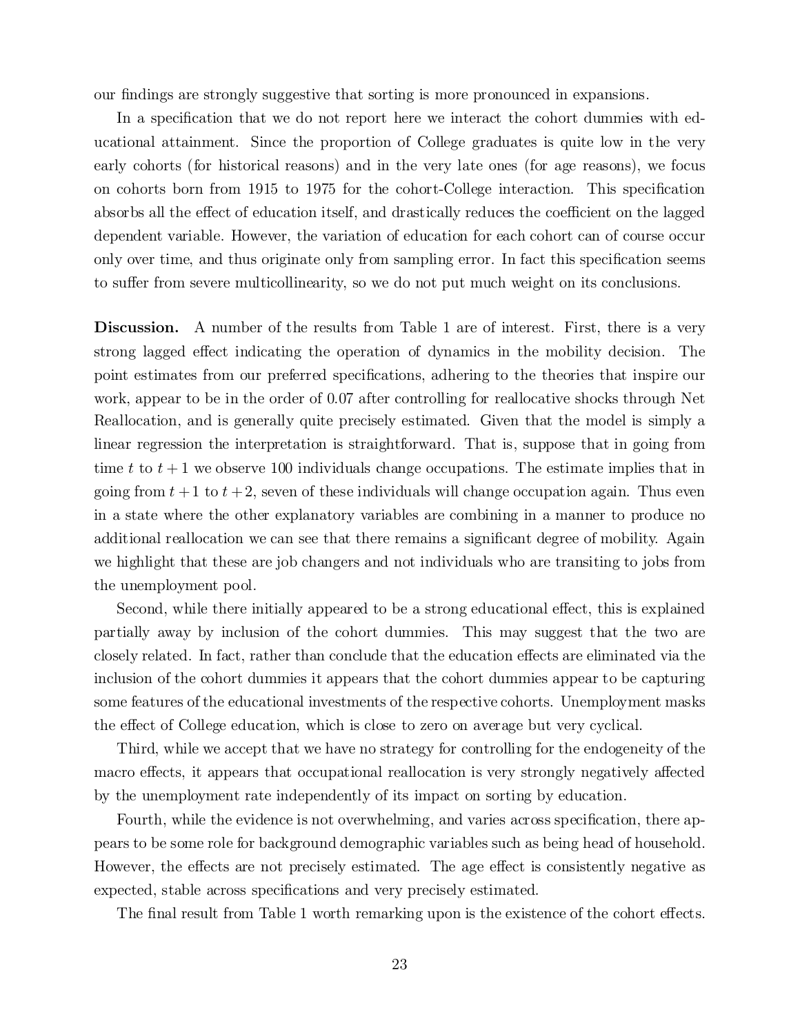our findings are strongly suggestive that sorting is more pronounced in expansions.

In a specification that we do not report here we interact the cohort dummies with educational attainment. Since the proportion of College graduates is quite low in the very early cohorts (for historical reasons) and in the very late ones (for age reasons), we focus on cohorts born from 1915 to 1975 for the cohort-College interaction. This specification absorbs all the effect of education itself, and drastically reduces the coefficient on the lagged dependent variable. However, the variation of education for each cohort can of course occur only over time, and thus originate only from sampling error. In fact this specification seems to suffer from severe multicollinearity, so we do not put much weight on its conclusions.

**Discussion.** A number of the results from Table 1 are of interest. First, there is a very strong lagged effect indicating the operation of dynamics in the mobility decision. The point estimates from our preferred specifications, adhering to the theories that inspire our work, appear to be in the order of 0.07 after controlling for reallocative shocks through Net Reallocation, and is generally quite precisely estimated. Given that the model is simply a linear regression the interpretation is straightforward. That is, suppose that in going from time $t$ to $t+1$ we observe 100 individuals change occupations. The estimate implies that in going from $t+1$ to $t+2$, seven of these individuals will change occupation again. Thus even in a state where the other explanatory variables are combining in a manner to produce no additional reallocation we can see that there remains a significant degree of mobility. Again we highlight that these are job changers and not individuals who are transiting to jobs from the unemployment pool.

Second, while there initially appeared to be a strong educational effect, this is explained partially away by inclusion of the cohort dummies. This may suggest that the two are closely related. In fact, rather than conclude that the education effects are eliminated via the inclusion of the cohort dummies it appears that the cohort dummies appear to be capturing some features of the educational investments of the respective cohorts. Unemployment masks the effect of College education, which is close to zero on average but very cyclical.

Third, while we accept that we have no strategy for controlling for the endogeneity of the macro effects, it appears that occupational reallocation is very strongly negatively affected by the unemployment rate independently of its impact on sorting by education.

Fourth, while the evidence is not overwhelming, and varies across specification, there appears to be some role for background demographic variables such as being head of household. However, the effects are not precisely estimated. The age effect is consistently negative as expected, stable across specifications and very precisely estimated.

The final result from Table 1 worth remarking upon is the existence of the cohort effects.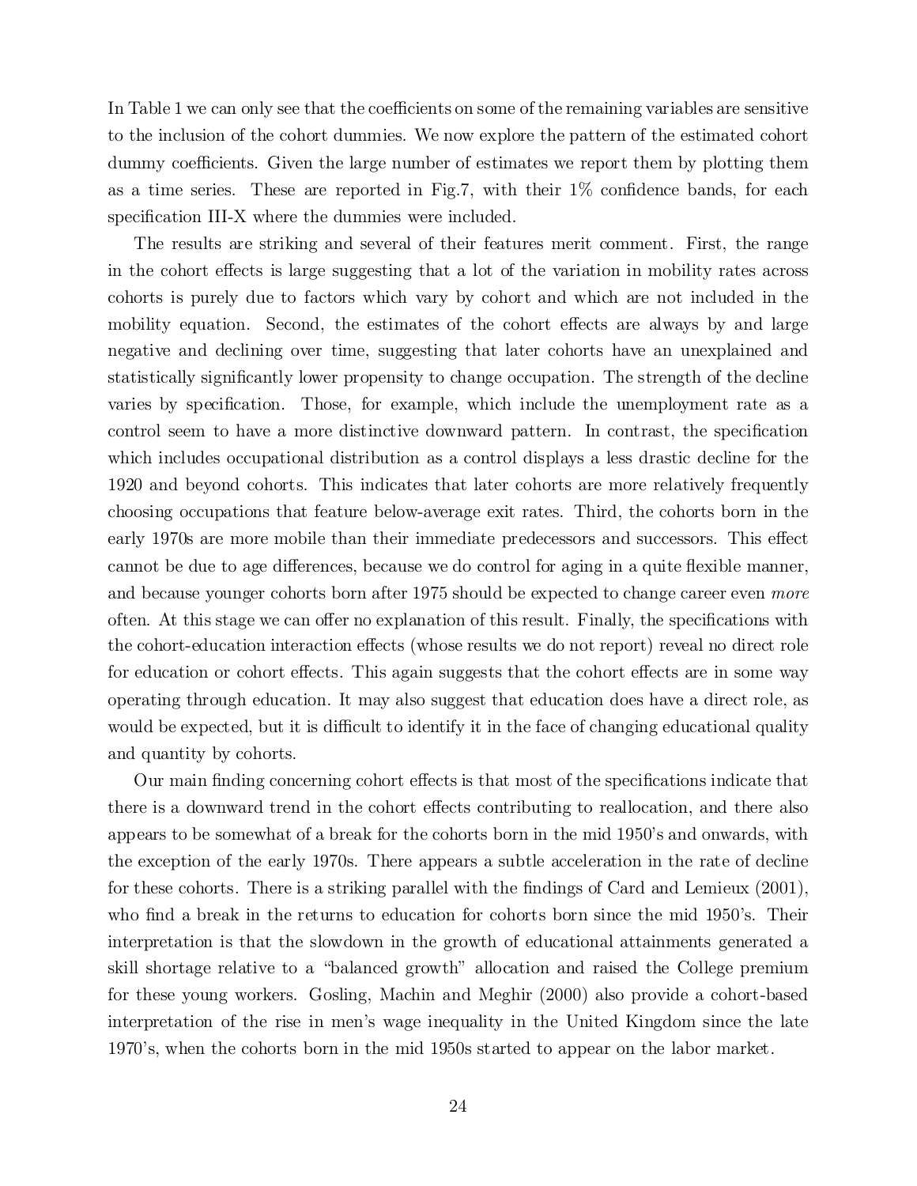In Table 1 we can only see that the coefficients on some of the remaining variables are sensitive to the inclusion of the cohort dummies. We now explore the pattern of the estimated cohort dummy coefficients. Given the large number of estimates we report them by plotting them as a time series. These are reported in Fig.7, with their 1% confidence bands, for each specification III-X where the dummies were included.

The results are striking and several of their features merit comment. First, the range in the cohort effects is large suggesting that a lot of the variation in mobility rates across cohorts is purely due to factors which vary by cohort and which are not included in the mobility equation. Second, the estimates of the cohort effects are always by and large negative and declining over time, suggesting that later cohorts have an unexplained and statistically significantly lower propensity to change occupation. The strength of the decline varies by specification. Those, for example, which include the unemployment rate as a control seem to have a more distinctive downward pattern. In contrast, the specification which includes occupational distribution as a control displays a less drastic decline for the 1920 and beyond cohorts. This indicates that later cohorts are more relatively frequently choosing occupations that feature below-average exit rates. Third, the cohorts born in the early 1970s are more mobile than their immediate predecessors and successors. This effect cannot be due to age differences, because we do control for aging in a quite flexible manner, and because younger cohorts born after 1975 should be expected to change career even *more* often. At this stage we can offer no explanation of this result. Finally, the specifications with the cohort-education interaction effects (whose results we do not report) reveal no direct role for education or cohort effects. This again suggests that the cohort effects are in some way operating through education. It may also suggest that education does have a direct role, as would be expected, but it is difficult to identify it in the face of changing educational quality and quantity by cohorts.

Our main finding concerning cohort effects is that most of the specifications indicate that there is a downward trend in the cohort effects contributing to reallocation, and there also appears to be somewhat of a break for the cohorts born in the mid 1950's and onwards, with the exception of the early 1970s. There appears a subtle acceleration in the rate of decline for these cohorts. There is a striking parallel with the findings of Card and Lemieux (2001), who find a break in the returns to education for cohorts born since the mid 1950's. Their interpretation is that the slowdown in the growth of educational attainments generated a skill shortage relative to a "balanced growth" allocation and raised the College premium for these young workers. Gosling, Machin and Meghir (2000) also provide a cohort-based interpretation of the rise in men's wage inequality in the United Kingdom since the late 1970's, when the cohorts born in the mid 1950s started to appear on the labor market.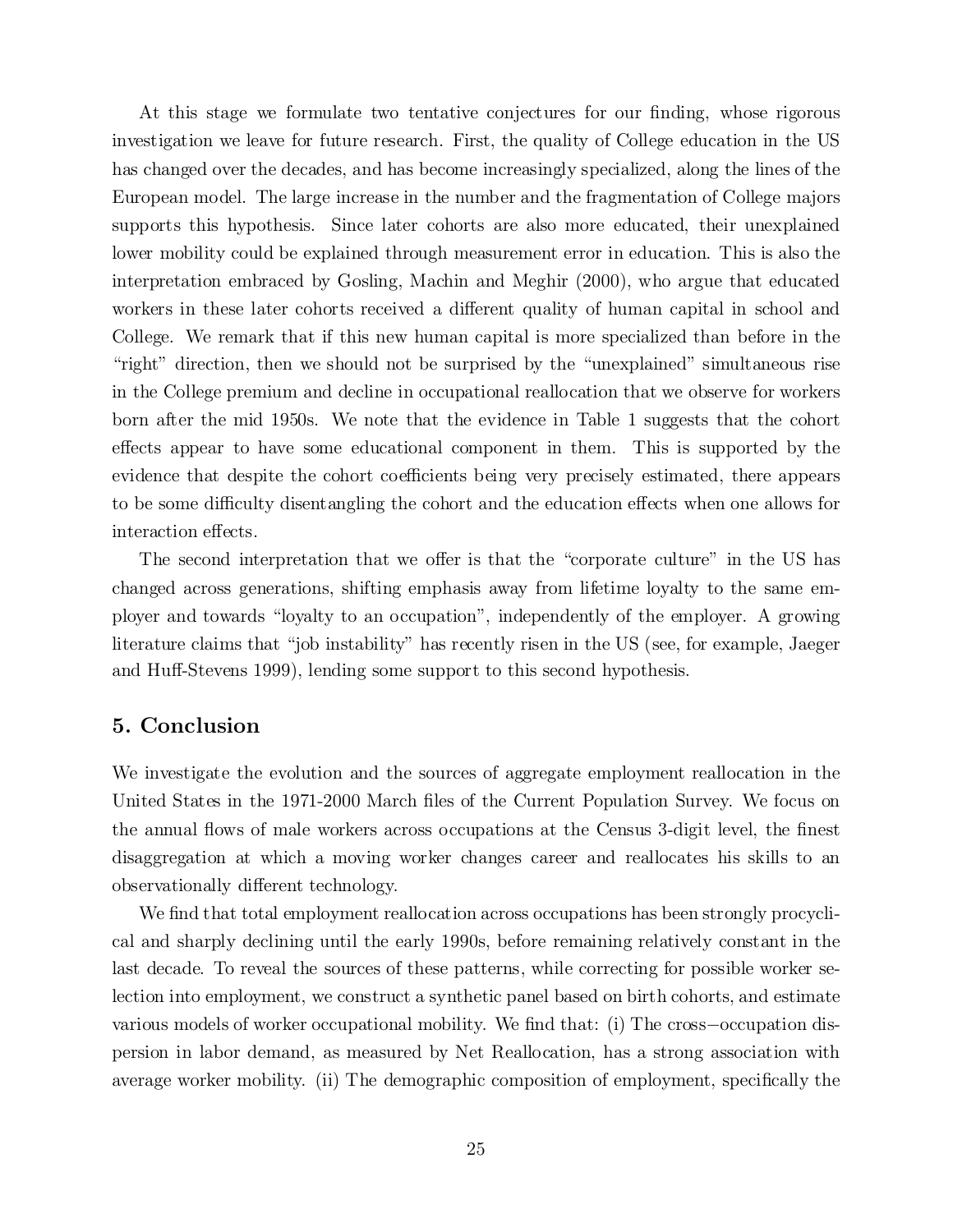At this stage we formulate two tentative conjectures for our finding, whose rigorous investigation we leave for future research. First, the quality of College education in the US has changed over the decades, and has become increasingly specialized, along the lines of the European model. The large increase in the number and the fragmentation of College majors supports this hypothesis. Since later cohorts are also more educated, their unexplained lower mobility could be explained through measurement error in education. This is also the interpretation embraced by Gosling, Machin and Meghir (2000), who argue that educated workers in these later cohorts received a different quality of human capital in school and College. We remark that if this new human capital is more specialized than before in the "right" direction, then we should not be surprised by the "unexplained" simultaneous rise in the College premium and decline in occupational reallocation that we observe for workers born after the mid 1950s. We note that the evidence in Table 1 suggests that the cohort effects appear to have some educational component in them. This is supported by the evidence that despite the cohort coefficients being very precisely estimated, there appears to be some difficulty disentangling the cohort and the education effects when one allows for interaction effects.

The second interpretation that we offer is that the "corporate culture" in the US has changed across generations, shifting emphasis away from lifetime loyalty to the same employer and towards "loyalty to an occupation", independently of the employer. A growing literature claims that "job instability" has recently risen in the US (see, for example, Jaeger and Huff-Stevens 1999), lending some support to this second hypothesis.

## 5. Conclusion

We investigate the evolution and the sources of aggregate employment reallocation in the United States in the 1971-2000 March files of the Current Population Survey. We focus on the annual flows of male workers across occupations at the Census 3-digit level, the finest disaggregation at which a moving worker changes career and reallocates his skills to an observationally different technology.

We find that total employment reallocation across occupations has been strongly procyclical and sharply declining until the early 1990s, before remaining relatively constant in the last decade. To reveal the sources of these patterns, while correcting for possible worker selection into employment, we construct a synthetic panel based on birth cohorts, and estimate various models of worker occupational mobility. We find that: (i) The cross−occupation dispersion in labor demand, as measured by Net Reallocation, has a strong association with average worker mobility. (ii) The demographic composition of employment, specifically the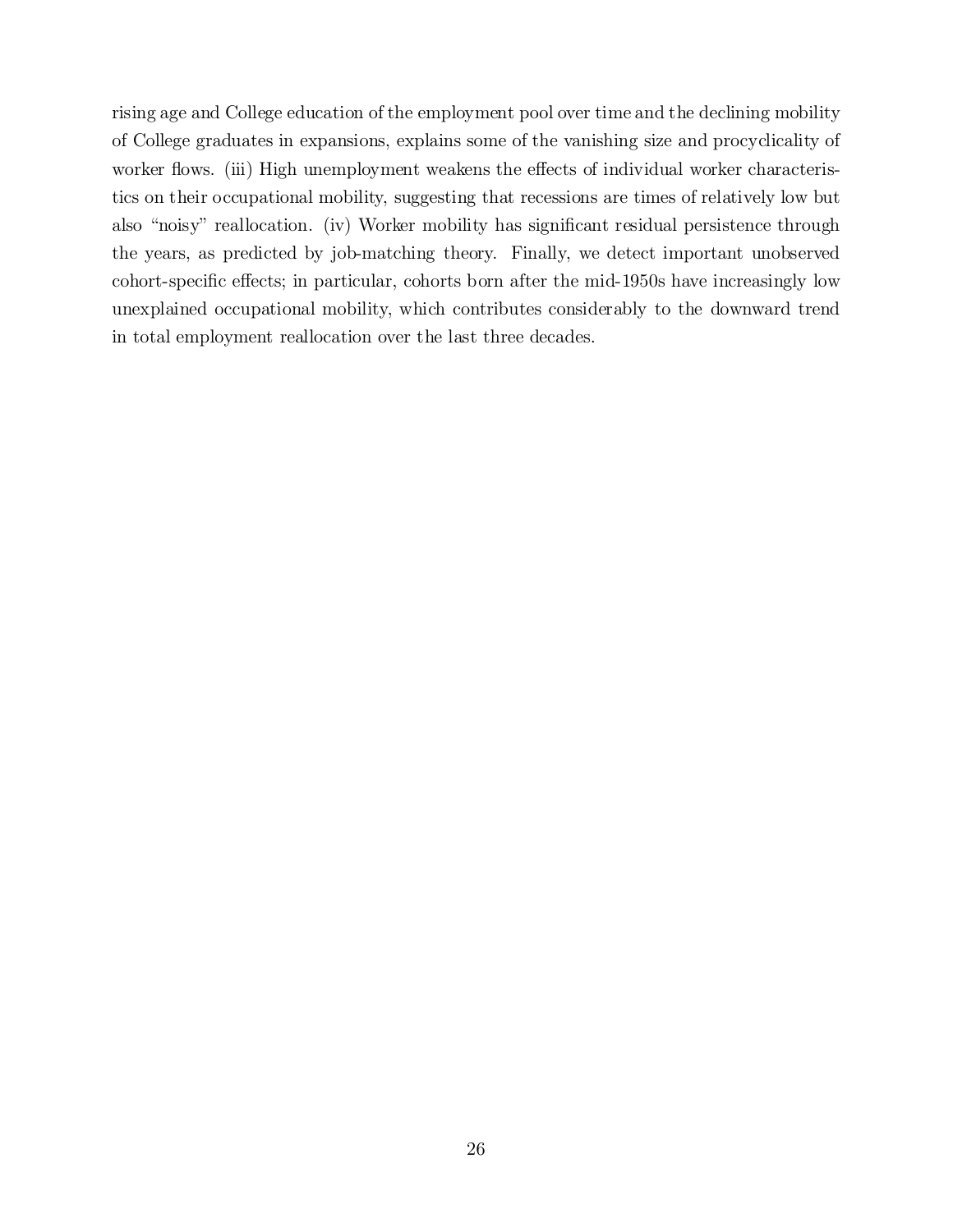rising age and College education of the employment pool over time and the declining mobility of College graduates in expansions, explains some of the vanishing size and procyclicality of worker flows. (iii) High unemployment weakens the effects of individual worker characteristics on their occupational mobility, suggesting that recessions are times of relatively low but also "noisy" reallocation. (iv) Worker mobility has significant residual persistence through the years, as predicted by job-matching theory. Finally, we detect important unobserved cohort-specific effects; in particular, cohorts born after the mid-1950s have increasingly low unexplained occupational mobility, which contributes considerably to the downward trend in total employment reallocation over the last three decades.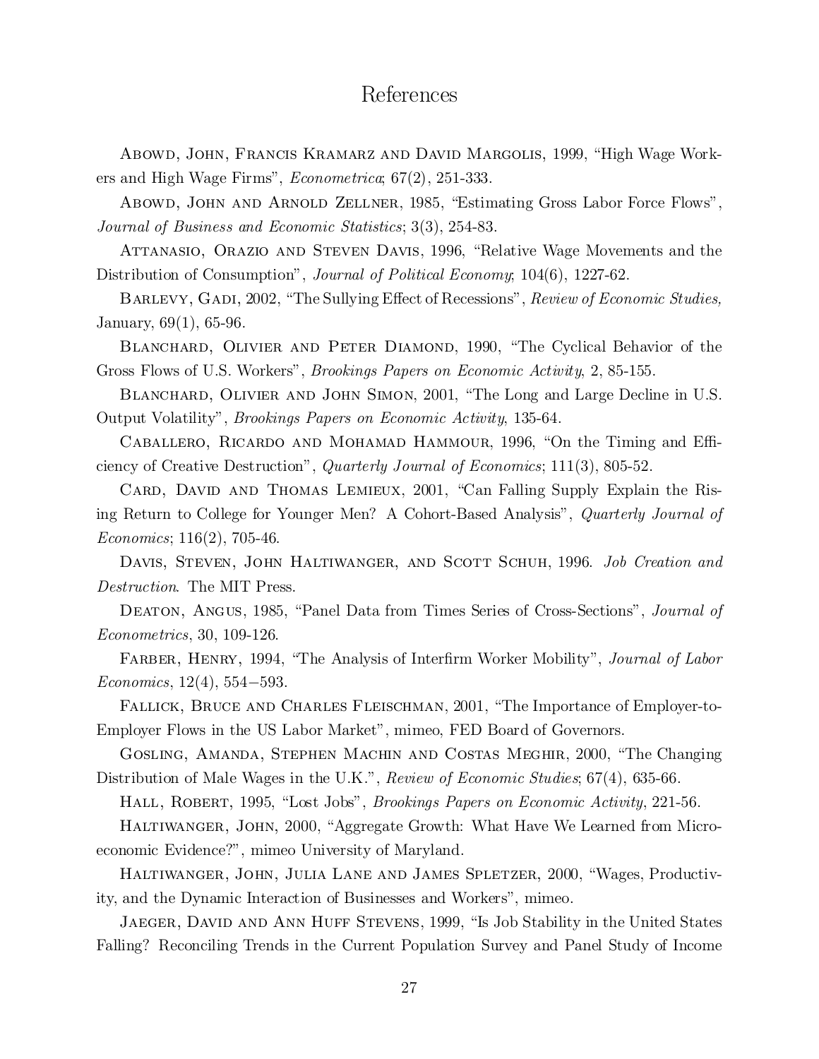# References

Abowd, John, Francis Kramarz and David Margolis, 1999, "High Wage Workers and High Wage Firms", *Econometrica*; 67(2), 251-333.

Abowd, John and Arnold Zellner, 1985, "Estimating Gross Labor Force Flows", *Journal of Business and Economic Statistics*; 3(3), 254-83.

Attanasio, Orazio and Steven Davis, 1996, "Relative Wage Movements and the Distribution of Consumption", *Journal of Political Economy*; 104(6), 1227-62.

Barlevy, Gadi, 2002, "The Sullying Effect of Recessions", *Review of Economic Studies,* January, 69(1), 65-96.

Blanchard, Olivier and Peter Diamond, 1990, "The Cyclical Behavior of the Gross Flows of U.S. Workers", *Brookings Papers on Economic Activity*, 2, 85-155.

Blanchard, Olivier and John Simon, 2001, "The Long and Large Decline in U.S. Output Volatility", *Brookings Papers on Economic Activity*, 135-64.

Caballero, Ricardo and Mohamad Hammour, 1996, "On the Timing and Efficiency of Creative Destruction", *Quarterly Journal of Economics*; 111(3), 805-52.

Card, David and Thomas Lemieux, 2001, "Can Falling Supply Explain the Rising Return to College for Younger Men? A Cohort-Based Analysis", *Quarterly Journal of Economics*; 116(2), 705-46.

Davis, Steven, John Haltiwanger, and Scott Schuh, 1996. *Job Creation and Destruction*. The MIT Press.

Deaton, Angus, 1985, "Panel Data from Times Series of Cross-Sections", *Journal of Econometrics*, 30, 109-126.

Farber, Henry, 1994, "The Analysis of Interfirm Worker Mobility", *Journal of Labor Economics*, 12(4), 554−593.

Fallick, Bruce and Charles Fleischman, 2001, "The Importance of Employer-to-Employer Flows in the US Labor Market", mimeo, FED Board of Governors.

Gosling, Amanda, Stephen Machin and Costas Meghir, 2000, "The Changing Distribution of Male Wages in the U.K.", *Review of Economic Studies*; 67(4), 635-66.

Hall, Robert, 1995, "Lost Jobs", *Brookings Papers on Economic Activity*, 221-56.

Haltiwanger, John, 2000, "Aggregate Growth: What Have We Learned from Microeconomic Evidence?", mimeo University of Maryland.

Haltiwanger, John, Julia Lane and James Spletzer, 2000, "Wages, Productivity, and the Dynamic Interaction of Businesses and Workers", mimeo.

Jaeger, David and Ann Huff Stevens, 1999, "Is Job Stability in the United States Falling? Reconciling Trends in the Current Population Survey and Panel Study of Income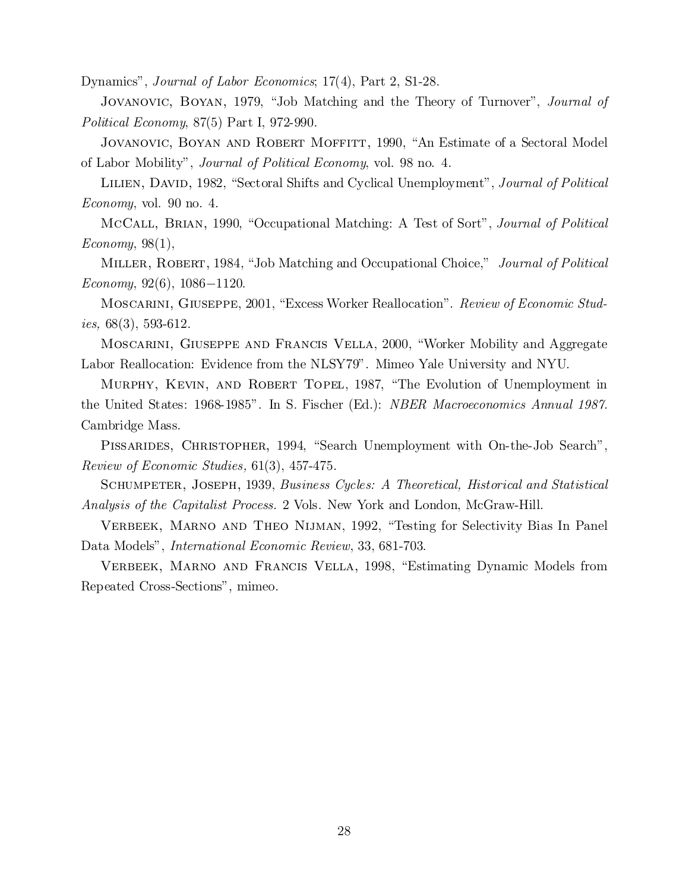Dynamics", *Journal of Labor Economics*; 17(4), Part 2, S1-28.

Jovanovic, Boyan, 1979, "Job Matching and the Theory of Turnover", *Journal of Political Economy*, 87(5) Part I, 972-990.

Jovanovic, Boyan and Robert Moffitt, 1990, "An Estimate of a Sectoral Model of Labor Mobility", *Journal of Political Economy*, vol. 98 no. 4.

Lilien, David, 1982, "Sectoral Shifts and Cyclical Unemployment", *Journal of Political Economy*, vol. 90 no. 4.

McCall, Brian, 1990, "Occupational Matching: A Test of Sort", *Journal of Political Economy*, 98(1),

Miller, Robert, 1984, "Job Matching and Occupational Choice," *Journal of Political Economy*, 92(6), 1086−1120.

Moscarini, Giuseppe, 2001, "Excess Worker Reallocation". *Review of Economic Studies,* 68(3), 593-612.

Moscarini, Giuseppe and Francis Vella, 2000, "Worker Mobility and Aggregate Labor Reallocation: Evidence from the NLSY79". Mimeo Yale University and NYU.

Murphy, Kevin, and Robert Topel, 1987, "The Evolution of Unemployment in the United States: 1968-1985". In S. Fischer (Ed.): *NBER Macroeconomics Annual 1987*. Cambridge Mass.

Pissarides, Christopher, 1994, "Search Unemployment with On-the-Job Search", *Review of Economic Studies,* 61(3), 457-475.

Schumpeter, Joseph, 1939, *Business Cycles: A Theoretical, Historical and Statistical Analysis of the Capitalist Process*. 2 Vols. New York and London, McGraw-Hill.

Verbeek, Marno and Theo Nijman, 1992, "Testing for Selectivity Bias In Panel Data Models", *International Economic Review*, 33, 681-703.

Verbeek, Marno and Francis Vella, 1998, "Estimating Dynamic Models from Repeated Cross-Sections", mimeo.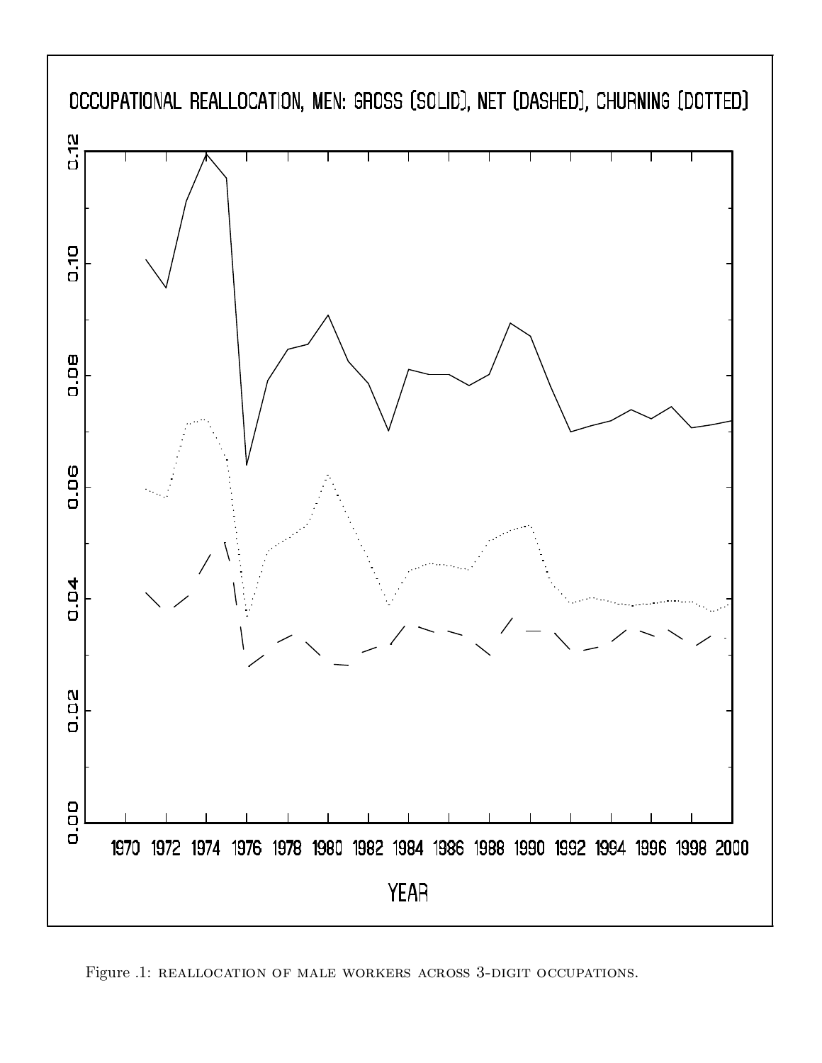Figure .1: REALLOCATION OF MALE WORKERS ACROSS 3-DIGIT OCCUPATIONS.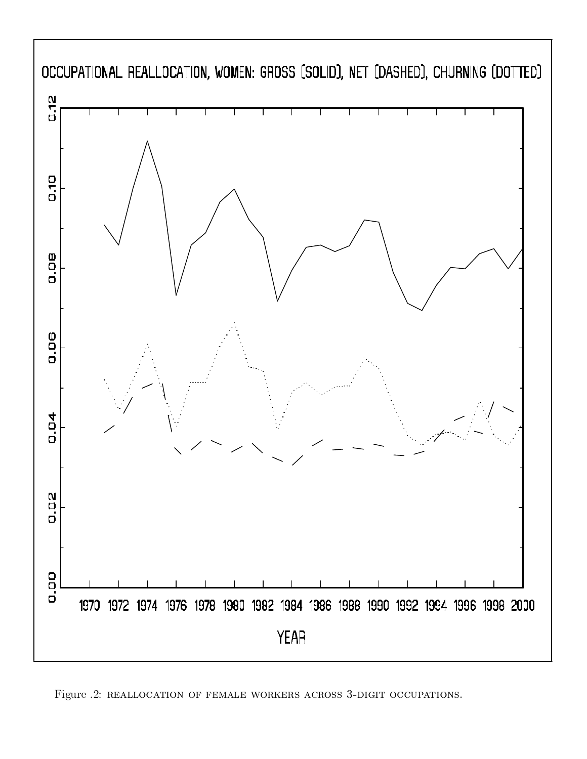OCCUPATIONAL REALLOCATION, WOMEN: GROSS (SOLID), NET (DASHED), CHURNING (DOTTED)

Figure .2: REALLOCATION OF FEMALE WORKERS ACROSS 3-DIGIT OCCUPATIONS.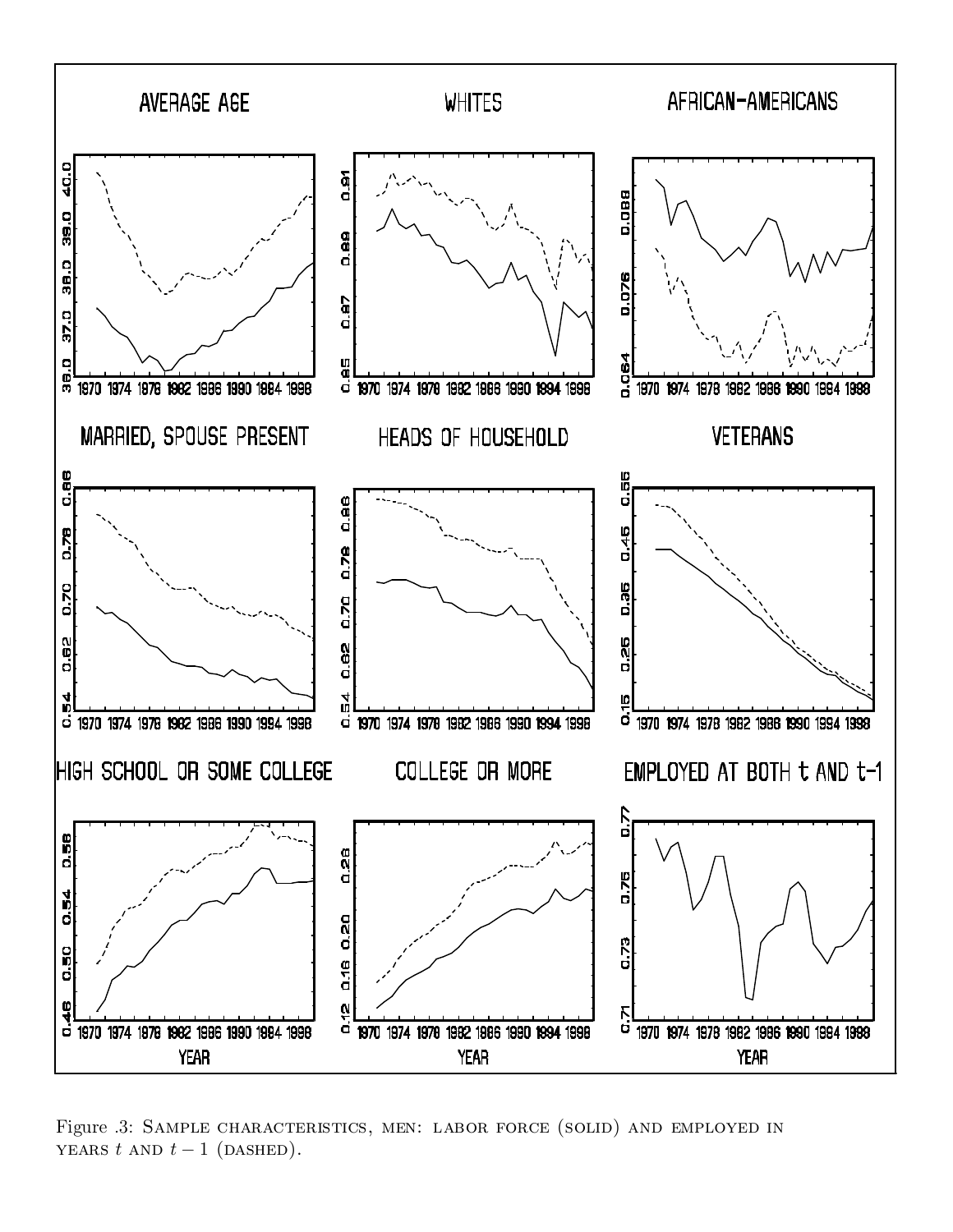Figure .3: Sample characteristics, men: labor force (solid) and employed in years $t$ and $t-1$ (dashed).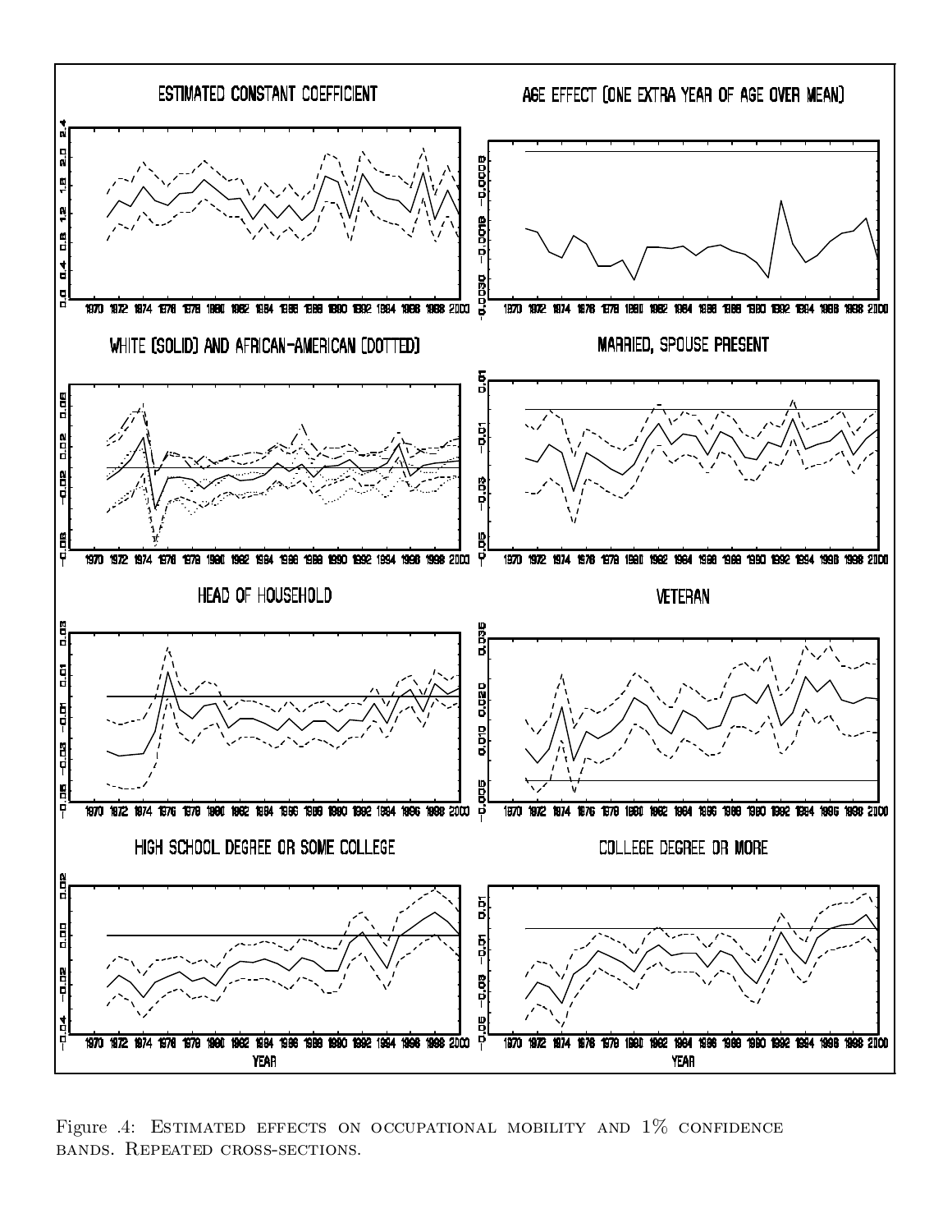Figure .4: Estimated effects on occupational mobility and 1% confidence bands. Repeated cross-sections.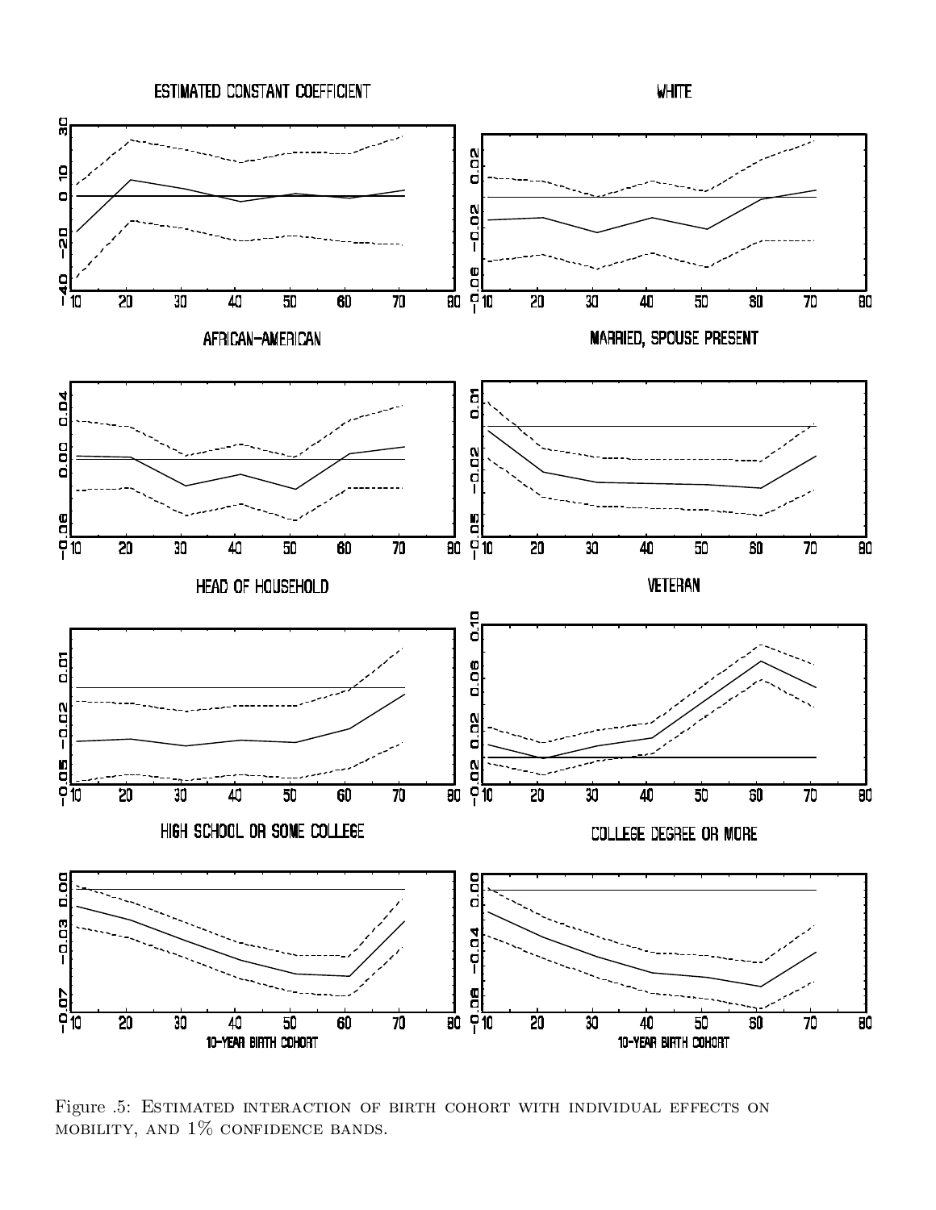Figure .5: Estimated interaction of birth cohort with individual effects on mobility, and 1% confidence bands.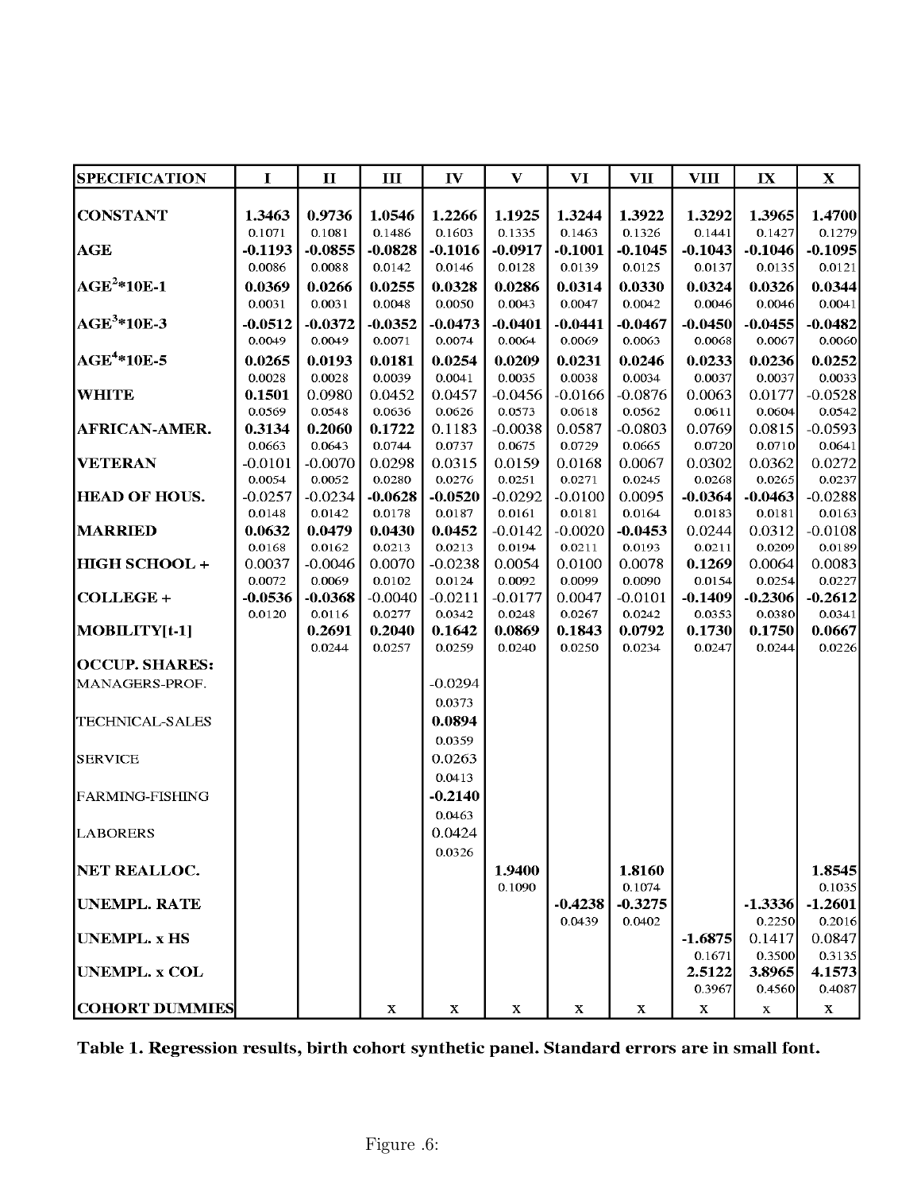| SPECIFICATION | I | II | III | IV | V | VI | VII | VIII | IX | X |
|---|---|---|---|---|---|---|---|---|---|---|
| **CONSTANT** | **1.3463** | **0.9736** | **1.0546** | **1.2266** | **1.1925** | **1.3244** | **1.3922** | **1.3292** | **1.3965** | **1.4700** |
| | 0.1071 | 0.1081 | 0.1486 | 0.1603 | 0.1335 | 0.1463 | 0.1326 | 0.1441 | 0.1427 | 0.1279 |
| **AGE** | **-0.1193** | **-0.0855** | **-0.0828** | **-0.1016** | **-0.0917** | **-0.1001** | **-0.1045** | **-0.1043** | **-0.1046** | **-0.1095** |
| | 0.0086 | 0.0088 | 0.0142 | 0.0146 | 0.0128 | 0.0139 | 0.0125 | 0.0137 | 0.0135 | 0.0121 |
| **$AGE^2$*10E-1** | **0.0369** | **0.0266** | **0.0255** | **0.0328** | **0.0286** | **0.0314** | **0.0330** | **0.0324** | **0.0326** | **0.0344** |
| | 0.0031 | 0.0031 | 0.0048 | 0.0050 | 0.0043 | 0.0047 | 0.0042 | 0.0046 | 0.0046 | 0.0041 |
| **$AGE^3$*10E-3** | **-0.0512** | **-0.0372** | **-0.0352** | **-0.0473** | **-0.0401** | **-0.0441** | **-0.0467** | **-0.0450** | **-0.0455** | **-0.0482** |
| | 0.0049 | 0.0049 | 0.0071 | 0.0074 | 0.0064 | 0.0069 | 0.0063 | 0.0068 | 0.0067 | 0.0060 |
| **$AGE^4$*10E-5** | **0.0265** | **0.0193** | **0.0181** | **0.0254** | **0.0209** | **0.0231** | **0.0246** | **0.0233** | **0.0236** | **0.0252** |
| | 0.0028 | 0.0028 | 0.0039 | 0.0041 | 0.0035 | 0.0038 | 0.0034 | 0.0037 | 0.0037 | 0.0033 |
| **WHITE** | **0.1501** | 0.0980 | 0.0452 | 0.0457 | -0.0456 | -0.0166 | -0.0876 | 0.0063 | 0.0177 | -0.0528 |
| | 0.0569 | 0.0548 | 0.0636 | 0.0626 | 0.0573 | 0.0618 | 0.0562 | 0.0611 | 0.0604 | 0.0542 |
| **AFRICAN-AMER.** | **0.3134** | **0.2060** | **0.1722** | 0.1183 | -0.0038 | 0.0587 | -0.0803 | 0.0769 | 0.0815 | -0.0593 |
| | 0.0663 | 0.0643 | 0.0744 | 0.0737 | 0.0675 | 0.0729 | 0.0665 | 0.0720 | 0.0710 | 0.0641 |
| **VETERAN** | -0.0101 | -0.0070 | 0.0298 | 0.0315 | 0.0159 | 0.0168 | 0.0067 | 0.0302 | 0.0362 | 0.0272 |
| | 0.0054 | 0.0052 | 0.0280 | 0.0276 | 0.0251 | 0.0271 | 0.0245 | 0.0268 | 0.0265 | 0.0237 |
| **HEAD OF HOUS.** | -0.0257 | -0.0234 | **-0.0628** | **-0.0520** | -0.0292 | -0.0100 | 0.0095 | **-0.0364** | **-0.0463** | -0.0288 |
| | 0.0148 | 0.0142 | 0.0178 | 0.0187 | 0.0161 | 0.0181 | 0.0164 | 0.0183 | 0.0181 | 0.0163 |
| **MARRIED** | **0.0632** | **0.0479** | **0.0430** | **0.0452** | -0.0142 | -0.0020 | **-0.0453** | 0.0244 | 0.0312 | -0.0108 |
| | 0.0168 | 0.0162 | 0.0213 | 0.0213 | 0.0194 | 0.0211 | 0.0193 | 0.0211 | 0.0209 | 0.0189 |
| **HIGH SCHOOL +** | 0.0037 | -0.0046 | 0.0070 | -0.0238 | 0.0054 | 0.0100 | 0.0078 | **0.1269** | 0.0064 | 0.0083 |
| | 0.0072 | 0.0069 | 0.0102 | 0.0124 | 0.0092 | 0.0099 | 0.0090 | 0.0154 | 0.0254 | 0.0227 |
| **COLLEGE +** | **-0.0536** | **-0.0368** | -0.0040 | -0.0211 | -0.0177 | 0.0047 | -0.0101 | **-0.1409** | **-0.2306** | **-0.2612** |
| | 0.0120 | 0.0116 | 0.0277 | 0.0342 | 0.0248 | 0.0267 | 0.0242 | 0.0353 | 0.0380 | 0.0341 |
| **MOBILITY[t-1]** | | **0.2691** | **0.2040** | **0.1642** | **0.0869** | **0.1843** | **0.0792** | **0.1730** | **0.1750** | **0.0667** |
| | | 0.0244 | 0.0257 | 0.0259 | 0.0240 | 0.0250 | 0.0234 | 0.0247 | 0.0244 | 0.0226 |
| **OCCUP. SHARES:** | | | | | | | | | | |
| MANAGERS-PROF. | | | | -0.0294 | | | | | | |
| | | | | 0.0373 | | | | | | |
| TECHNICAL-SALES | | | | **0.0894** | | | | | | |
| | | | | 0.0359 | | | | | | |
| SERVICE | | | | 0.0263 | | | | | | |
| | | | | 0.0413 | | | | | | |
| FARMING-FISHING | | | | **-0.2140** | | | | | | |
| | | | | 0.0463 | | | | | | |
| LABORERS | | | | 0.0424 | | | | | | |
| | | | | 0.0326 | | | | | | |
| **NET REALLOC.** | | | | | **1.9400** | | **1.8160** | | | **1.8545** |
| | | | | | 0.1090 | | 0.1074 | | | 0.1035 |
| **UNEMPL. RATE** | | | | | | **-0.4238** | **-0.3275** | | **-1.3336** | **-1.2601** |
| | | | | | | 0.0439 | 0.0402 | | 0.2250 | 0.2016 |
| **UNEMPL. x HS** | | | | | | | | **-1.6875** | 0.1417 | 0.0847 |
| | | | | | | | | 0.1671 | 0.3500 | 0.3135 |
| **UNEMPL. x COL** | | | | | | | | **2.5122** | **3.8965** | **4.1573** |
| | | | | | | | | 0.3967 | 0.4560 | 0.4087 |
| **COHORT DUMMIES** | | | x | x | x | x | x | x | x | x |

**Table 1. Regression results, birth cohort synthetic panel. Standard errors are in small font.**

Figure .6: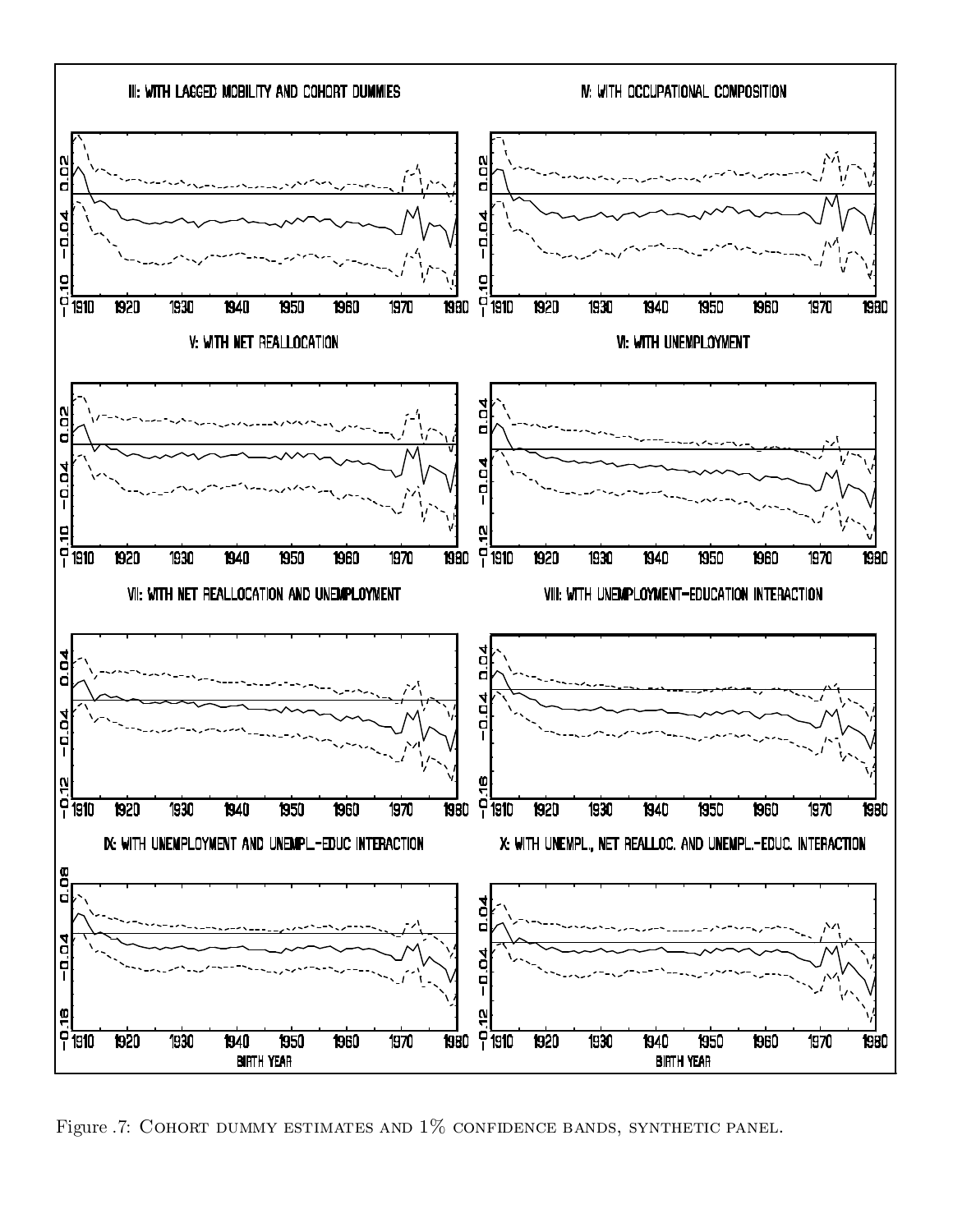Figure .7: Cohort dummy estimates and 1% confidence bands, synthetic panel.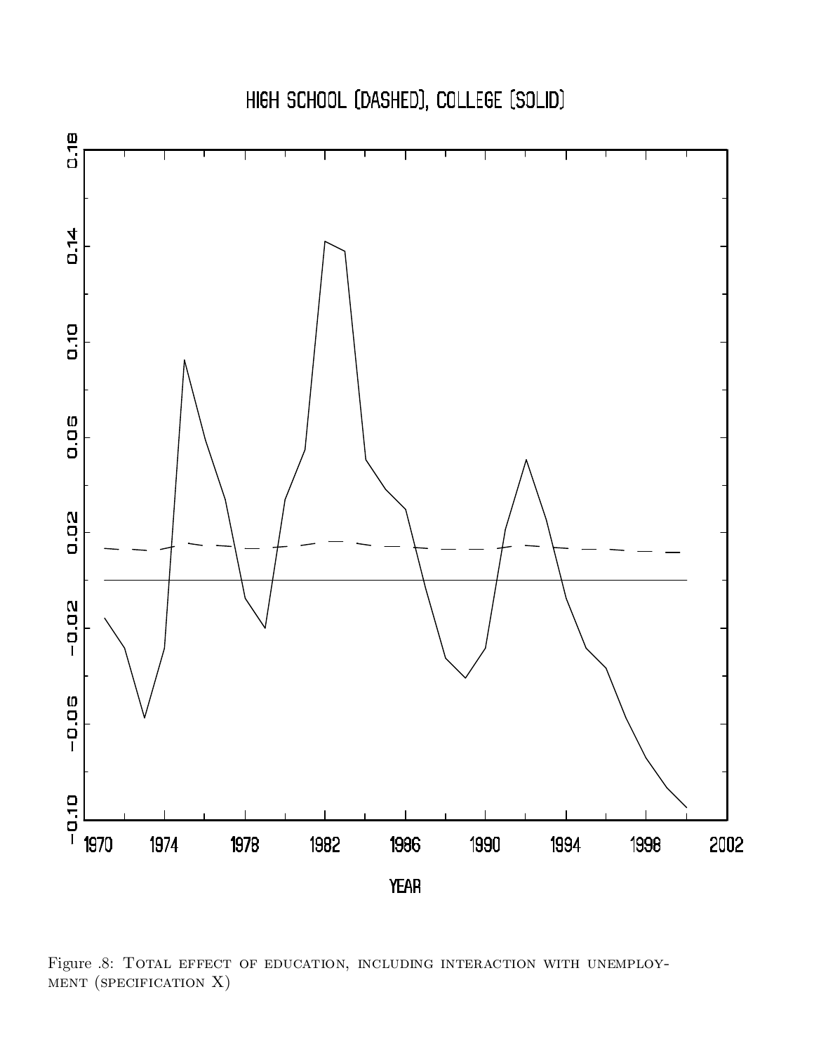HIGH SCHOOL (DASHED), COLLEGE (SOLID)

0.18
0.14
0.10
0.06
0.02
−0.02
−0.06
−0.10

1970
1974
1978
1982
1986
1990
1994
1998
2002

YEAR

Figure .8: Total effect of education, including interaction with unemployment (specification X)